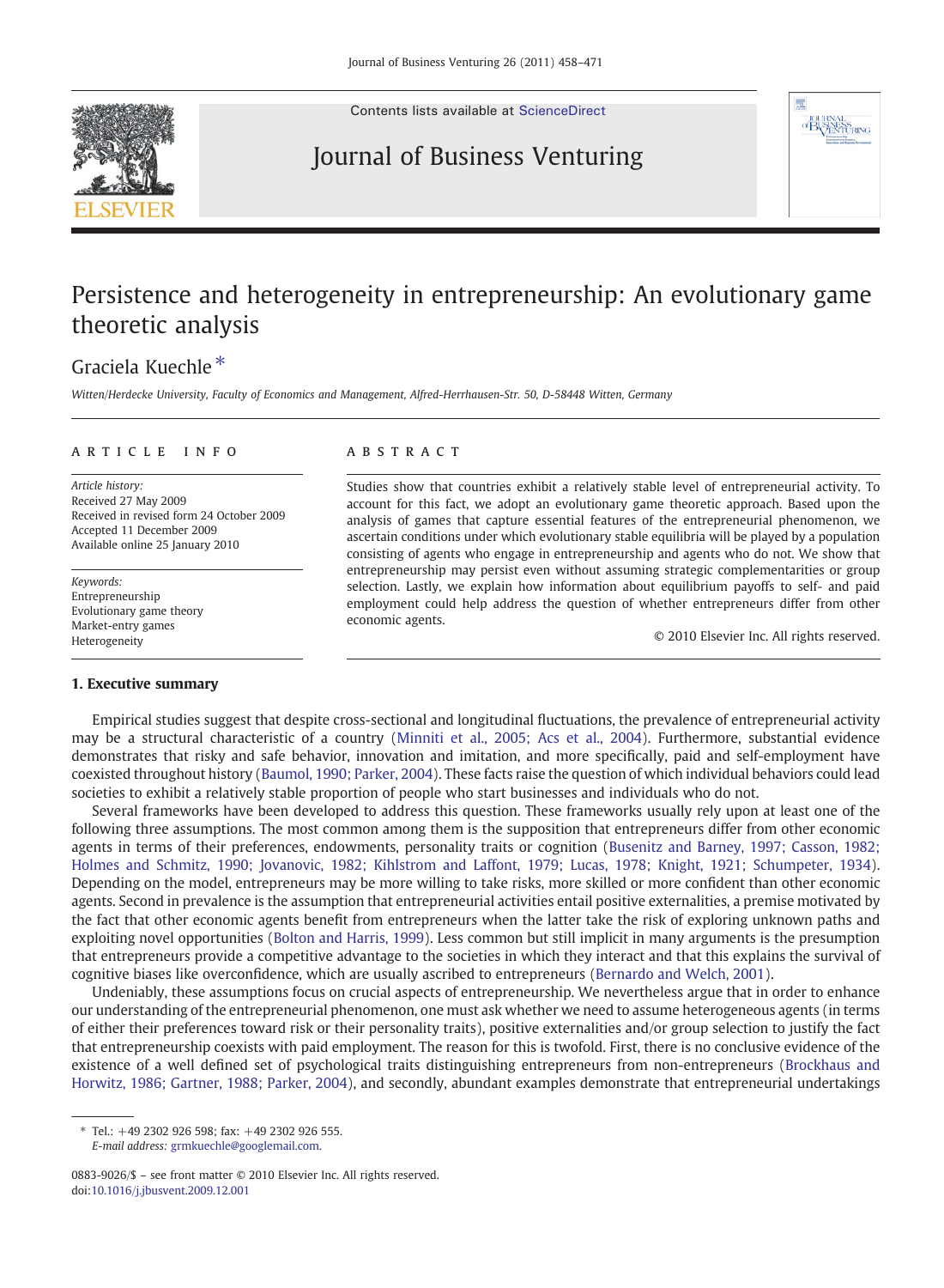# Persistence and heterogeneity in entrepreneurship: An evolutionary game theoretic analysis

Graciela Kuechle *

*Witten/Herdecke University, Faculty of Economics and Management, Alfred-Herrhausen-Str. 50, D-58448 Witten, Germany*

**ARTICLE INFO**

*Article history:*
Received 27 May 2009
Received in revised form 24 October 2009
Accepted 11 December 2009
Available online 25 January 2010

*Keywords:*
Entrepreneurship
Evolutionary game theory
Market-entry games
Heterogeneity

**ABSTRACT**

Studies show that countries exhibit a relatively stable level of entrepreneurial activity. To account for this fact, we adopt an evolutionary game theoretic approach. Based upon the analysis of games that capture essential features of the entrepreneurial phenomenon, we ascertain conditions under which evolutionary stable equilibria will be played by a population consisting of agents who engage in entrepreneurship and agents who do not. We show that entrepreneurship may persist even without assuming strategic complementarities or group selection. Lastly, we explain how information about equilibrium payoffs to self- and paid employment could help address the question of whether entrepreneurs differ from other economic agents.

© 2010 Elsevier Inc. All rights reserved.

## 1. Executive summary

Empirical studies suggest that despite cross-sectional and longitudinal fluctuations, the prevalence of entrepreneurial activity may be a structural characteristic of a country (Minniti et al., 2005; Acs et al., 2004). Furthermore, substantial evidence demonstrates that risky and safe behavior, innovation and imitation, and more specifically, paid and self-employment have coexisted throughout history (Baumol, 1990; Parker, 2004). These facts raise the question of which individual behaviors could lead societies to exhibit a relatively stable proportion of people who start businesses and individuals who do not.

Several frameworks have been developed to address this question. These frameworks usually rely upon at least one of the following three assumptions. The most common among them is the supposition that entrepreneurs differ from other economic agents in terms of their preferences, endowments, personality traits or cognition (Busenitz and Barney, 1997; Casson, 1982; Holmes and Schmitz, 1990; Jovanovic, 1982; Kihlstrom and Laffont, 1979; Lucas, 1978; Knight, 1921; Schumpeter, 1934). Depending on the model, entrepreneurs may be more willing to take risks, more skilled or more confident than other economic agents. Second in prevalence is the assumption that entrepreneurial activities entail positive externalities, a premise motivated by the fact that other economic agents benefit from entrepreneurs when the latter take the risk of exploring unknown paths and exploiting novel opportunities (Bolton and Harris, 1999). Less common but still implicit in many arguments is the presumption that entrepreneurs provide a competitive advantage to the societies in which they interact and that this explains the survival of cognitive biases like overconfidence, which are usually ascribed to entrepreneurs (Bernardo and Welch, 2001).

Undeniably, these assumptions focus on crucial aspects of entrepreneurship. We nevertheless argue that in order to enhance our understanding of the entrepreneurial phenomenon, one must ask whether we need to assume heterogeneous agents (in terms of either their preferences toward risk or their personality traits), positive externalities and/or group selection to justify the fact that entrepreneurship coexists with paid employment. The reason for this is twofold. First, there is no conclusive evidence of the existence of a well defined set of psychological traits distinguishing entrepreneurs from non-entrepreneurs (Brockhaus and Horwitz, 1986; Gartner, 1988; Parker, 2004), and secondly, abundant examples demonstrate that entrepreneurial undertakings

---

* Tel.: +49 2302 926 598; fax: +49 2302 926 555.
*E-mail address:* grmkuechle@googlemail.com.

0883-9026/$ – see front matter © 2010 Elsevier Inc. All rights reserved.
doi:10.1016/j.jbusvent.2009.12.001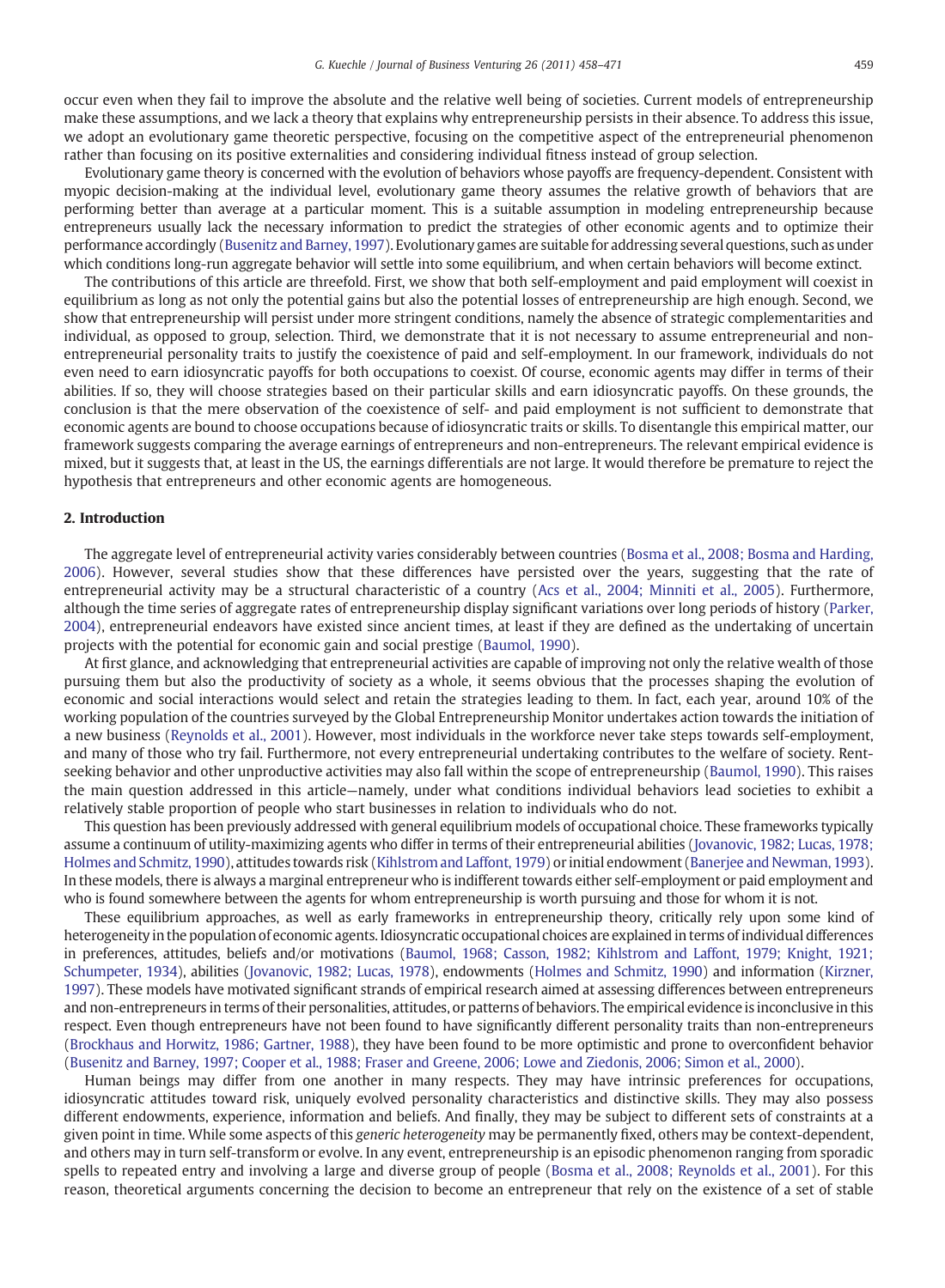occur even when they fail to improve the absolute and the relative well being of societies. Current models of entrepreneurship make these assumptions, and we lack a theory that explains why entrepreneurship persists in their absence. To address this issue, we adopt an evolutionary game theoretic perspective, focusing on the competitive aspect of the entrepreneurial phenomenon rather than focusing on its positive externalities and considering individual fitness instead of group selection.

Evolutionary game theory is concerned with the evolution of behaviors whose payoffs are frequency-dependent. Consistent with myopic decision-making at the individual level, evolutionary game theory assumes the relative growth of behaviors that are performing better than average at a particular moment. This is a suitable assumption in modeling entrepreneurship because entrepreneurs usually lack the necessary information to predict the strategies of other economic agents and to optimize their performance accordingly (Busenitz and Barney, 1997). Evolutionary games are suitable for addressing several questions, such as under which conditions long-run aggregate behavior will settle into some equilibrium, and when certain behaviors will become extinct.

The contributions of this article are threefold. First, we show that both self-employment and paid employment will coexist in equilibrium as long as not only the potential gains but also the potential losses of entrepreneurship are high enough. Second, we show that entrepreneurship will persist under more stringent conditions, namely the absence of strategic complementarities and individual, as opposed to group, selection. Third, we demonstrate that it is not necessary to assume entrepreneurial and non-entrepreneurial personality traits to justify the coexistence of paid and self-employment. In our framework, individuals do not even need to earn idiosyncratic payoffs for both occupations to coexist. Of course, economic agents may differ in terms of their abilities. If so, they will choose strategies based on their particular skills and earn idiosyncratic payoffs. On these grounds, the conclusion is that the mere observation of the coexistence of self- and paid employment is not sufficient to demonstrate that economic agents are bound to choose occupations because of idiosyncratic traits or skills. To disentangle this empirical matter, our framework suggests comparing the average earnings of entrepreneurs and non-entrepreneurs. The relevant empirical evidence is mixed, but it suggests that, at least in the US, the earnings differentials are not large. It would therefore be premature to reject the hypothesis that entrepreneurs and other economic agents are homogeneous.

## 2. Introduction

The aggregate level of entrepreneurial activity varies considerably between countries (Bosma et al., 2008; Bosma and Harding, 2006). However, several studies show that these differences have persisted over the years, suggesting that the rate of entrepreneurial activity may be a structural characteristic of a country (Acs et al., 2004; Minniti et al., 2005). Furthermore, although the time series of aggregate rates of entrepreneurship display significant variations over long periods of history (Parker, 2004), entrepreneurial endeavors have existed since ancient times, at least if they are defined as the undertaking of uncertain projects with the potential for economic gain and social prestige (Baumol, 1990).

At first glance, and acknowledging that entrepreneurial activities are capable of improving not only the relative wealth of those pursuing them but also the productivity of society as a whole, it seems obvious that the processes shaping the evolution of economic and social interactions would select and retain the strategies leading to them. In fact, each year, around 10% of the working population of the countries surveyed by the Global Entrepreneurship Monitor undertakes action towards the initiation of a new business (Reynolds et al., 2001). However, most individuals in the workforce never take steps towards self-employment, and many of those who try fail. Furthermore, not every entrepreneurial undertaking contributes to the welfare of society. Rent-seeking behavior and other unproductive activities may also fall within the scope of entrepreneurship (Baumol, 1990). This raises the main question addressed in this article—namely, under what conditions individual behaviors lead societies to exhibit a relatively stable proportion of people who start businesses in relation to individuals who do not.

This question has been previously addressed with general equilibrium models of occupational choice. These frameworks typically assume a continuum of utility-maximizing agents who differ in terms of their entrepreneurial abilities (Jovanovic, 1982; Lucas, 1978; Holmes and Schmitz, 1990), attitudes towards risk (Kihlstrom and Laffont, 1979) or initial endowment (Banerjee and Newman, 1993). In these models, there is always a marginal entrepreneur who is indifferent towards either self-employment or paid employment and who is found somewhere between the agents for whom entrepreneurship is worth pursuing and those for whom it is not.

These equilibrium approaches, as well as early frameworks in entrepreneurship theory, critically rely upon some kind of heterogeneity in the population of economic agents. Idiosyncratic occupational choices are explained in terms of individual differences in preferences, attitudes, beliefs and/or motivations (Baumol, 1968; Casson, 1982; Kihlstrom and Laffont, 1979; Knight, 1921; Schumpeter, 1934), abilities (Jovanovic, 1982; Lucas, 1978), endowments (Holmes and Schmitz, 1990) and information (Kirzner, 1997). These models have motivated significant strands of empirical research aimed at assessing differences between entrepreneurs and non-entrepreneurs in terms of their personalities, attitudes, or patterns of behaviors. The empirical evidence is inconclusive in this respect. Even though entrepreneurs have not been found to have significantly different personality traits than non-entrepreneurs (Brockhaus and Horwitz, 1986; Gartner, 1988), they have been found to be more optimistic and prone to overconfident behavior (Busenitz and Barney, 1997; Cooper et al., 1988; Fraser and Greene, 2006; Lowe and Ziedonis, 2006; Simon et al., 2000).

Human beings may differ from one another in many respects. They may have intrinsic preferences for occupations, idiosyncratic attitudes toward risk, uniquely evolved personality characteristics and distinctive skills. They may also possess different endowments, experience, information and beliefs. And finally, they may be subject to different sets of constraints at a given point in time. While some aspects of this *generic heterogeneity* may be permanently fixed, others may be context-dependent, and others may in turn self-transform or evolve. In any event, entrepreneurship is an episodic phenomenon ranging from sporadic spells to repeated entry and involving a large and diverse group of people (Bosma et al., 2008; Reynolds et al., 2001). For this reason, theoretical arguments concerning the decision to become an entrepreneur that rely on the existence of a set of stable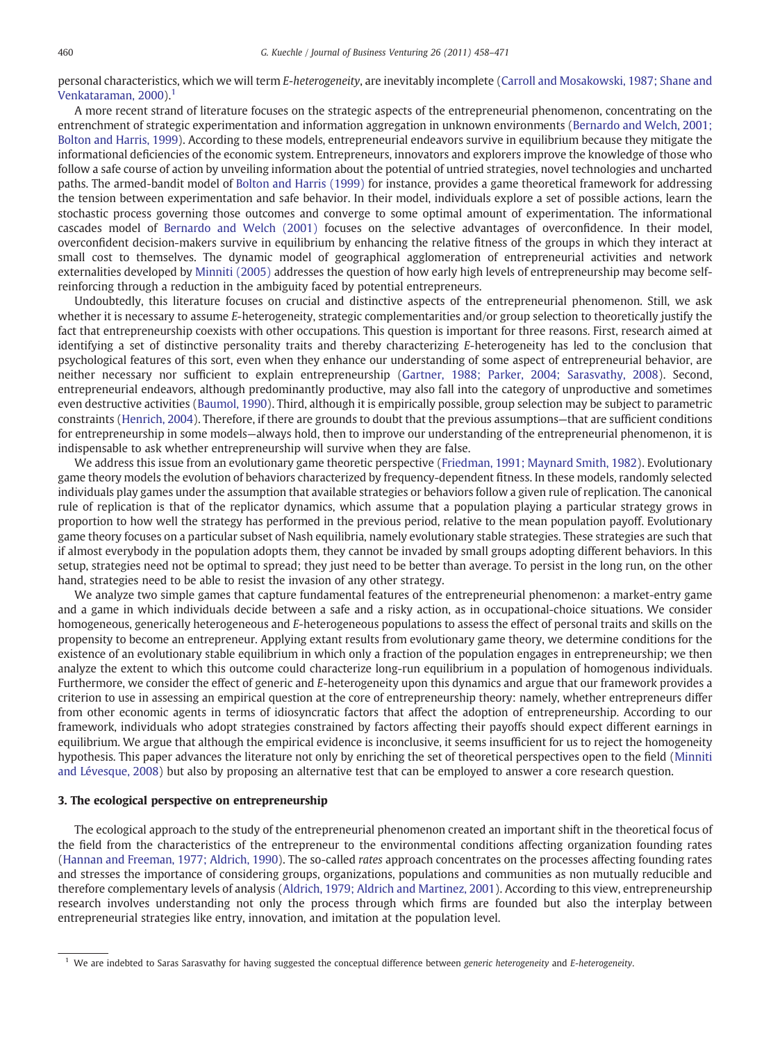personal characteristics, which we will term *E-heterogeneity*, are inevitably incomplete (Carroll and Mosakowski, 1987; Shane and Venkataraman, 2000).[1]

A more recent strand of literature focuses on the strategic aspects of the entrepreneurial phenomenon, concentrating on the entrenchment of strategic experimentation and information aggregation in unknown environments (Bernardo and Welch, 2001; Bolton and Harris, 1999). According to these models, entrepreneurial endeavors survive in equilibrium because they mitigate the informational deficiencies of the economic system. Entrepreneurs, innovators and explorers improve the knowledge of those who follow a safe course of action by unveiling information about the potential of untried strategies, novel technologies and uncharted paths. The armed-bandit model of Bolton and Harris (1999) for instance, provides a game theoretical framework for addressing the tension between experimentation and safe behavior. In their model, individuals explore a set of possible actions, learn the stochastic process governing those outcomes and converge to some optimal amount of experimentation. The informational cascades model of Bernardo and Welch (2001) focuses on the selective advantages of overconfidence. In their model, overconfident decision-makers survive in equilibrium by enhancing the relative fitness of the groups in which they interact at small cost to themselves. The dynamic model of geographical agglomeration of entrepreneurial activities and network externalities developed by Minniti (2005) addresses the question of how early high levels of entrepreneurship may become self-reinforcing through a reduction in the ambiguity faced by potential entrepreneurs.

Undoubtedly, this literature focuses on crucial and distinctive aspects of the entrepreneurial phenomenon. Still, we ask whether it is necessary to assume *E*-heterogeneity, strategic complementarities and/or group selection to theoretically justify the fact that entrepreneurship coexists with other occupations. This question is important for three reasons. First, research aimed at identifying a set of distinctive personality traits and thereby characterizing *E*-heterogeneity has led to the conclusion that psychological features of this sort, even when they enhance our understanding of some aspect of entrepreneurial behavior, are neither necessary nor sufficient to explain entrepreneurship (Gartner, 1988; Parker, 2004; Sarasvathy, 2008). Second, entrepreneurial endeavors, although predominantly productive, may also fall into the category of unproductive and sometimes even destructive activities (Baumol, 1990). Third, although it is empirically possible, group selection may be subject to parametric constraints (Henrich, 2004). Therefore, if there are grounds to doubt that the previous assumptions—that are sufficient conditions for entrepreneurship in some models—always hold, then to improve our understanding of the entrepreneurial phenomenon, it is indispensable to ask whether entrepreneurship will survive when they are false.

We address this issue from an evolutionary game theoretic perspective (Friedman, 1991; Maynard Smith, 1982). Evolutionary game theory models the evolution of behaviors characterized by frequency-dependent fitness. In these models, randomly selected individuals play games under the assumption that available strategies or behaviors follow a given rule of replication. The canonical rule of replication is that of the replicator dynamics, which assume that a population playing a particular strategy grows in proportion to how well the strategy has performed in the previous period, relative to the mean population payoff. Evolutionary game theory focuses on a particular subset of Nash equilibria, namely evolutionary stable strategies. These strategies are such that if almost everybody in the population adopts them, they cannot be invaded by small groups adopting different behaviors. In this setup, strategies need not be optimal to spread; they just need to be better than average. To persist in the long run, on the other hand, strategies need to be able to resist the invasion of any other strategy.

We analyze two simple games that capture fundamental features of the entrepreneurial phenomenon: a market-entry game and a game in which individuals decide between a safe and a risky action, as in occupational-choice situations. We consider homogeneous, generically heterogeneous and *E*-heterogeneous populations to assess the effect of personal traits and skills on the propensity to become an entrepreneur. Applying extant results from evolutionary game theory, we determine conditions for the existence of an evolutionary stable equilibrium in which only a fraction of the population engages in entrepreneurship; we then analyze the extent to which this outcome could characterize long-run equilibrium in a population of homogenous individuals. Furthermore, we consider the effect of generic and *E*-heterogeneity upon this dynamics and argue that our framework provides a criterion to use in assessing an empirical question at the core of entrepreneurship theory: namely, whether entrepreneurs differ from other economic agents in terms of idiosyncratic factors that affect the adoption of entrepreneurship. According to our framework, individuals who adopt strategies constrained by factors affecting their payoffs should expect different earnings in equilibrium. We argue that although the empirical evidence is inconclusive, it seems insufficient for us to reject the homogeneity hypothesis. This paper advances the literature not only by enriching the set of theoretical perspectives open to the field (Minniti and Lévesque, 2008) but also by proposing an alternative test that can be employed to answer a core research question.

## 3. The ecological perspective on entrepreneurship

The ecological approach to the study of the entrepreneurial phenomenon created an important shift in the theoretical focus of the field from the characteristics of the entrepreneur to the environmental conditions affecting organization founding rates (Hannan and Freeman, 1977; Aldrich, 1990). The so-called *rates* approach concentrates on the processes affecting founding rates and stresses the importance of considering groups, organizations, populations and communities as non mutually reducible and therefore complementary levels of analysis (Aldrich, 1979; Aldrich and Martinez, 2001). According to this view, entrepreneurship research involves understanding not only the process through which firms are founded but also the interplay between entrepreneurial strategies like entry, innovation, and imitation at the population level.

[1] We are indebted to Saras Sarasvathy for having suggested the conceptual difference between *generic heterogeneity* and *E-heterogeneity*.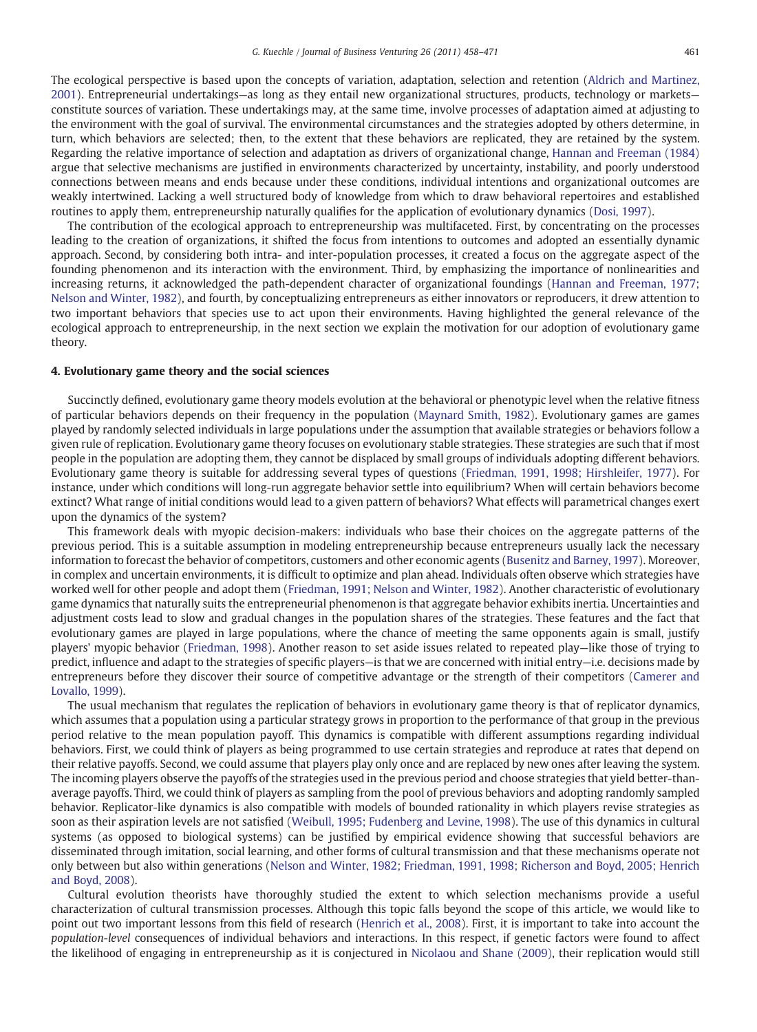The ecological perspective is based upon the concepts of variation, adaptation, selection and retention (Aldrich and Martinez, 2001). Entrepreneurial undertakings—as long as they entail new organizational structures, products, technology or markets—constitute sources of variation. These undertakings may, at the same time, involve processes of adaptation aimed at adjusting to the environment with the goal of survival. The environmental circumstances and the strategies adopted by others determine, in turn, which behaviors are selected; then, to the extent that these behaviors are replicated, they are retained by the system. Regarding the relative importance of selection and adaptation as drivers of organizational change, Hannan and Freeman (1984) argue that selective mechanisms are justified in environments characterized by uncertainty, instability, and poorly understood connections between means and ends because under these conditions, individual intentions and organizational outcomes are weakly intertwined. Lacking a well structured body of knowledge from which to draw behavioral repertoires and established routines to apply them, entrepreneurship naturally qualifies for the application of evolutionary dynamics (Dosi, 1997).

The contribution of the ecological approach to entrepreneurship was multifaceted. First, by concentrating on the processes leading to the creation of organizations, it shifted the focus from intentions to outcomes and adopted an essentially dynamic approach. Second, by considering both intra- and inter-population processes, it created a focus on the aggregate aspect of the founding phenomenon and its interaction with the environment. Third, by emphasizing the importance of nonlinearities and increasing returns, it acknowledged the path-dependent character of organizational foundings (Hannan and Freeman, 1977; Nelson and Winter, 1982), and fourth, by conceptualizing entrepreneurs as either innovators or reproducers, it drew attention to two important behaviors that species use to act upon their environments. Having highlighted the general relevance of the ecological approach to entrepreneurship, in the next section we explain the motivation for our adoption of evolutionary game theory.

## 4. Evolutionary game theory and the social sciences

Succinctly defined, evolutionary game theory models evolution at the behavioral or phenotypic level when the relative fitness of particular behaviors depends on their frequency in the population (Maynard Smith, 1982). Evolutionary games are games played by randomly selected individuals in large populations under the assumption that available strategies or behaviors follow a given rule of replication. Evolutionary game theory focuses on evolutionary stable strategies. These strategies are such that if most people in the population are adopting them, they cannot be displaced by small groups of individuals adopting different behaviors. Evolutionary game theory is suitable for addressing several types of questions (Friedman, 1991, 1998; Hirshleifer, 1977). For instance, under which conditions will long-run aggregate behavior settle into equilibrium? When will certain behaviors become extinct? What range of initial conditions would lead to a given pattern of behaviors? What effects will parametrical changes exert upon the dynamics of the system?

This framework deals with myopic decision-makers: individuals who base their choices on the aggregate patterns of the previous period. This is a suitable assumption in modeling entrepreneurship because entrepreneurs usually lack the necessary information to forecast the behavior of competitors, customers and other economic agents (Busenitz and Barney, 1997). Moreover, in complex and uncertain environments, it is difficult to optimize and plan ahead. Individuals often observe which strategies have worked well for other people and adopt them (Friedman, 1991; Nelson and Winter, 1982). Another characteristic of evolutionary game dynamics that naturally suits the entrepreneurial phenomenon is that aggregate behavior exhibits inertia. Uncertainties and adjustment costs lead to slow and gradual changes in the population shares of the strategies. These features and the fact that evolutionary games are played in large populations, where the chance of meeting the same opponents again is small, justify players' myopic behavior (Friedman, 1998). Another reason to set aside issues related to repeated play—like those of trying to predict, influence and adapt to the strategies of specific players—is that we are concerned with initial entry—i.e. decisions made by entrepreneurs before they discover their source of competitive advantage or the strength of their competitors (Camerer and Lovallo, 1999).

The usual mechanism that regulates the replication of behaviors in evolutionary game theory is that of replicator dynamics, which assumes that a population using a particular strategy grows in proportion to the performance of that group in the previous period relative to the mean population payoff. This dynamics is compatible with different assumptions regarding individual behaviors. First, we could think of players as being programmed to use certain strategies and reproduce at rates that depend on their relative payoffs. Second, we could assume that players play only once and are replaced by new ones after leaving the system. The incoming players observe the payoffs of the strategies used in the previous period and choose strategies that yield better-than-average payoffs. Third, we could think of players as sampling from the pool of previous behaviors and adopting randomly sampled behavior. Replicator-like dynamics is also compatible with models of bounded rationality in which players revise strategies as soon as their aspiration levels are not satisfied (Weibull, 1995; Fudenberg and Levine, 1998). The use of this dynamics in cultural systems (as opposed to biological systems) can be justified by empirical evidence showing that successful behaviors are disseminated through imitation, social learning, and other forms of cultural transmission and that these mechanisms operate not only between but also within generations (Nelson and Winter, 1982; Friedman, 1991, 1998; Richerson and Boyd, 2005; Henrich and Boyd, 2008).

Cultural evolution theorists have thoroughly studied the extent to which selection mechanisms provide a useful characterization of cultural transmission processes. Although this topic falls beyond the scope of this article, we would like to point out two important lessons from this field of research (Henrich et al., 2008). First, it is important to take into account the *population-level* consequences of individual behaviors and interactions. In this respect, if genetic factors were found to affect the likelihood of engaging in entrepreneurship as it is conjectured in Nicolaou and Shane (2009), their replication would still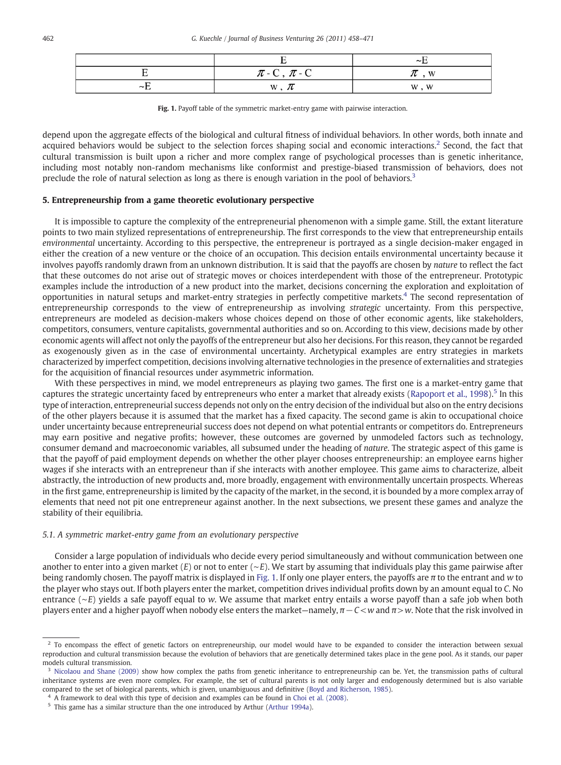| | E | ~E |
|---|---|---|
| E | $\pi$ - C , $\pi$ - C | $\pi$ , w |
| ~E | w , $\pi$ | w , w |

**Fig. 1.** Payoff table of the symmetric market-entry game with pairwise interaction.

depend upon the aggregate effects of the biological and cultural fitness of individual behaviors. In other words, both innate and acquired behaviors would be subject to the selection forces shaping social and economic interactions.[2] Second, the fact that cultural transmission is built upon a richer and more complex range of psychological processes than is genetic inheritance, including most notably non-random mechanisms like conformist and prestige-biased transmission of behaviors, does not preclude the role of natural selection as long as there is enough variation in the pool of behaviors.[3]

## 5. Entrepreneurship from a game theoretic evolutionary perspective

It is impossible to capture the complexity of the entrepreneurial phenomenon with a simple game. Still, the extant literature points to two main stylized representations of entrepreneurship. The first corresponds to the view that entrepreneurship entails *environmental* uncertainty. According to this perspective, the entrepreneur is portrayed as a single decision-maker engaged in either the creation of a new venture or the choice of an occupation. This decision entails environmental uncertainty because it involves payoffs randomly drawn from an unknown distribution. It is said that the payoffs are chosen by *nature* to reflect the fact that these outcomes do not arise out of strategic moves or choices interdependent with those of the entrepreneur. Prototypic examples include the introduction of a new product into the market, decisions concerning the exploration and exploitation of opportunities in natural setups and market-entry strategies in perfectly competitive markets.[4] The second representation of entrepreneurship corresponds to the view of entrepreneurship as involving *strategic* uncertainty. From this perspective, entrepreneurs are modeled as decision-makers whose choices depend on those of other economic agents, like stakeholders, competitors, consumers, venture capitalists, governmental authorities and so on. According to this view, decisions made by other economic agents will affect not only the payoffs of the entrepreneur but also her decisions. For this reason, they cannot be regarded as exogenously given as in the case of environmental uncertainty. Archetypical examples are entry strategies in markets characterized by imperfect competition, decisions involving alternative technologies in the presence of externalities and strategies for the acquisition of financial resources under asymmetric information.

With these perspectives in mind, we model entrepreneurs as playing two games. The first one is a market-entry game that captures the strategic uncertainty faced by entrepreneurs who enter a market that already exists (Rapoport et al., 1998).[5] In this type of interaction, entrepreneurial success depends not only on the entry decision of the individual but also on the entry decisions of the other players because it is assumed that the market has a fixed capacity. The second game is akin to occupational choice under uncertainty because entrepreneurial success does not depend on what potential entrants or competitors do. Entrepreneurs may earn positive and negative profits; however, these outcomes are governed by unmodeled factors such as technology, consumer demand and macroeconomic variables, all subsumed under the heading of *nature*. The strategic aspect of this game is that the payoff of paid employment depends on whether the other player chooses entrepreneurship: an employee earns higher wages if she interacts with an entrepreneur than if she interacts with another employee. This game aims to characterize, albeit abstractly, the introduction of new products and, more broadly, engagement with environmentally uncertain prospects. Whereas in the first game, entrepreneurship is limited by the capacity of the market, in the second, it is bounded by a more complex array of elements that need not pit one entrepreneur against another. In the next subsections, we present these games and analyze the stability of their equilibria.

### 5.1. A symmetric market-entry game from an evolutionary perspective

Consider a large population of individuals who decide every period simultaneously and without communication between one another to enter into a given market ($E$) or not to enter ($\sim E$). We start by assuming that individuals play this game pairwise after being randomly chosen. The payoff matrix is displayed in Fig. 1. If only one player enters, the payoffs are $\pi$ to the entrant and $w$ to the player who stays out. If both players enter the market, competition drives individual profits down by an amount equal to $C$. No entrance ($\sim E$) yields a safe payoff equal to $w$. We assume that market entry entails a worse payoff than a safe job when both players enter and a higher payoff when nobody else enters the market—namely, $\pi - C < w$ and $\pi > w$. Note that the risk involved in

[2] To encompass the effect of genetic factors on entrepreneurship, our model would have to be expanded to consider the interaction between sexual reproduction and cultural transmission because the evolution of behaviors that are genetically determined takes place in the gene pool. As it stands, our paper models cultural transmission.

[3] Nicolaou and Shane (2009) show how complex the paths from genetic inheritance to entrepreneurship can be. Yet, the transmission paths of cultural inheritance systems are even more complex. For example, the set of cultural parents is not only larger and endogenously determined but is also variable compared to the set of biological parents, which is given, unambiguous and definitive (Boyd and Richerson, 1985).

[4] A framework to deal with this type of decision and examples can be found in Choi et al. (2008).

[5] This game has a similar structure than the one introduced by Arthur (Arthur 1994a).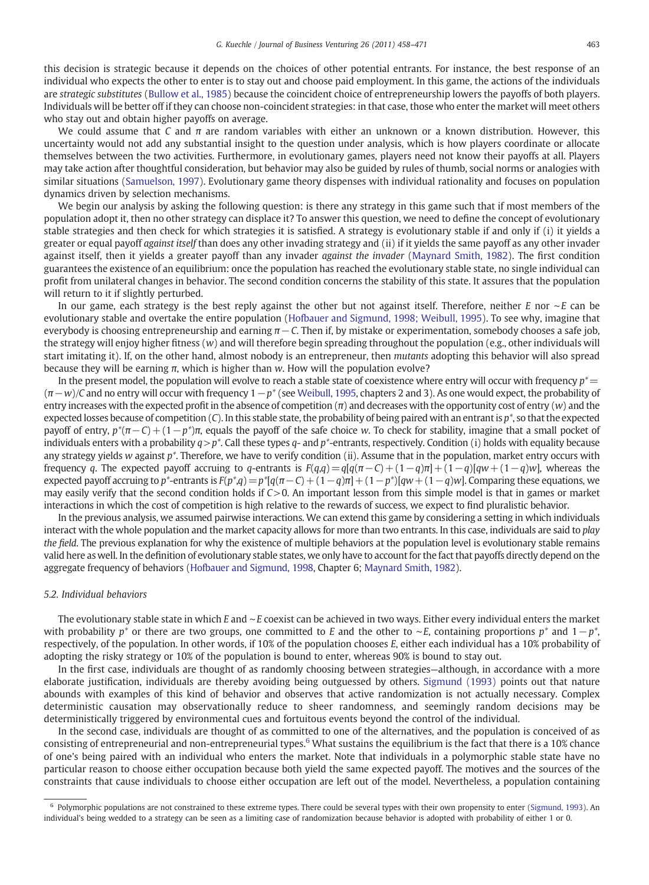this decision is strategic because it depends on the choices of other potential entrants. For instance, the best response of an individual who expects the other to enter is to stay out and choose paid employment. In this game, the actions of the individuals are *strategic substitutes* (Bullow et al., 1985) because the coincident choice of entrepreneurship lowers the payoffs of both players. Individuals will be better off if they can choose non-coincident strategies: in that case, those who enter the market will meet others who stay out and obtain higher payoffs on average.

We could assume that $C$ and $\pi$ are random variables with either an unknown or a known distribution. However, this uncertainty would not add any substantial insight to the question under analysis, which is how players coordinate or allocate themselves between the two activities. Furthermore, in evolutionary games, players need not know their payoffs at all. Players may take action after thoughtful consideration, but behavior may also be guided by rules of thumb, social norms or analogies with similar situations (Samuelson, 1997). Evolutionary game theory dispenses with individual rationality and focuses on population dynamics driven by selection mechanisms.

We begin our analysis by asking the following question: is there any strategy in this game such that if most members of the population adopt it, then no other strategy can displace it? To answer this question, we need to define the concept of evolutionary stable strategies and then check for which strategies it is satisfied. A strategy is evolutionary stable if and only if (i) it yields a greater or equal payoff *against itself* than does any other invading strategy and (ii) if it yields the same payoff as any other invader against itself, then it yields a greater payoff than any invader *against the invader* (Maynard Smith, 1982). The first condition guarantees the existence of an equilibrium: once the population has reached the evolutionary stable state, no single individual can profit from unilateral changes in behavior. The second condition concerns the stability of this state. It assures that the population will return to it if slightly perturbed.

In our game, each strategy is the best reply against the other but not against itself. Therefore, neither $E$ nor $\sim E$ can be evolutionary stable and overtake the entire population (Hofbauer and Sigmund, 1998; Weibull, 1995). To see why, imagine that everybody is choosing entrepreneurship and earning $\pi - C$. Then if, by mistake or experimentation, somebody chooses a safe job, the strategy will enjoy higher fitness ($w$) and will therefore begin spreading throughout the population (e.g., other individuals will start imitating it). If, on the other hand, almost nobody is an entrepreneur, then *mutants* adopting this behavior will also spread because they will be earning $\pi$, which is higher than $w$. How will the population evolve?

In the present model, the population will evolve to reach a stable state of coexistence where entry will occur with frequency $p^* = (\pi - w)/C$ and no entry will occur with frequency $1 - p^*$ (see Weibull, 1995, chapters 2 and 3). As one would expect, the probability of entry increases with the expected profit in the absence of competition ($\pi$) and decreases with the opportunity cost of entry ($w$) and the expected losses because of competition ($C$). In this stable state, the probability of being paired with an entrant is $p^*$, so that the expected payoff of entry, $p^*(\pi - C) + (1 - p^*)\pi$, equals the payoff of the safe choice $w$. To check for stability, imagine that a small pocket of individuals enters with a probability $q > p^*$. Call these types $q$- and $p^*$-entrants, respectively. Condition (i) holds with equality because any strategy yields $w$ against $p^*$. Therefore, we have to verify condition (ii). Assume that in the population, market entry occurs with frequency $q$. The expected payoff accruing to $q$-entrants is $F(q,q) = q[q(\pi - C) + (1 - q)\pi] + (1 - q)[qw + (1 - q)w]$, whereas the expected payoff accruing to $p^*$-entrants is $F(p^*,q) = p^*[q(\pi - C) + (1 - q)\pi] + (1 - p^*)[qw + (1 - q)w]$. Comparing these equations, we may easily verify that the second condition holds if $C > 0$. An important lesson from this simple model is that in games or market interactions in which the cost of competition is high relative to the rewards of success, we expect to find pluralistic behavior.

In the previous analysis, we assumed pairwise interactions. We can extend this game by considering a setting in which individuals interact with the whole population and the market capacity allows for more than two entrants. In this case, individuals are said to *play the field*. The previous explanation for why the existence of multiple behaviors at the population level is evolutionary stable remains valid here as well. In the definition of evolutionary stable states, we only have to account for the fact that payoffs directly depend on the aggregate frequency of behaviors (Hofbauer and Sigmund, 1998, Chapter 6; Maynard Smith, 1982).

### 5.2. Individual behaviors

The evolutionary stable state in which $E$ and $\sim E$ coexist can be achieved in two ways. Either every individual enters the market with probability $p^*$ or there are two groups, one committed to $E$ and the other to $\sim E$, containing proportions $p^*$ and $1 - p^*$, respectively, of the population. In other words, if 10% of the population chooses $E$, either each individual has a 10% probability of adopting the risky strategy or 10% of the population is bound to enter, whereas 90% is bound to stay out.

In the first case, individuals are thought of as randomly choosing between strategies—although, in accordance with a more elaborate justification, individuals are thereby avoiding being outguessed by others. Sigmund (1993) points out that nature abounds with examples of this kind of behavior and observes that active randomization is not actually necessary. Complex deterministic causation may observationally reduce to sheer randomness, and seemingly random decisions may be deterministically triggered by environmental cues and fortuitous events beyond the control of the individual.

In the second case, individuals are thought of as committed to one of the alternatives, and the population is conceived of as consisting of entrepreneurial and non-entrepreneurial types.[6] What sustains the equilibrium is the fact that there is a 10% chance of one's being paired with an individual who enters the market. Note that individuals in a polymorphic stable state have no particular reason to choose either occupation because both yield the same expected payoff. The motives and the sources of the constraints that cause individuals to choose either occupation are left out of the model. Nevertheless, a population containing

---

[6] Polymorphic populations are not constrained to these extreme types. There could be several types with their own propensity to enter (Sigmund, 1993). An individual's being wedded to a strategy can be seen as a limiting case of randomization because behavior is adopted with probability of either 1 or 0.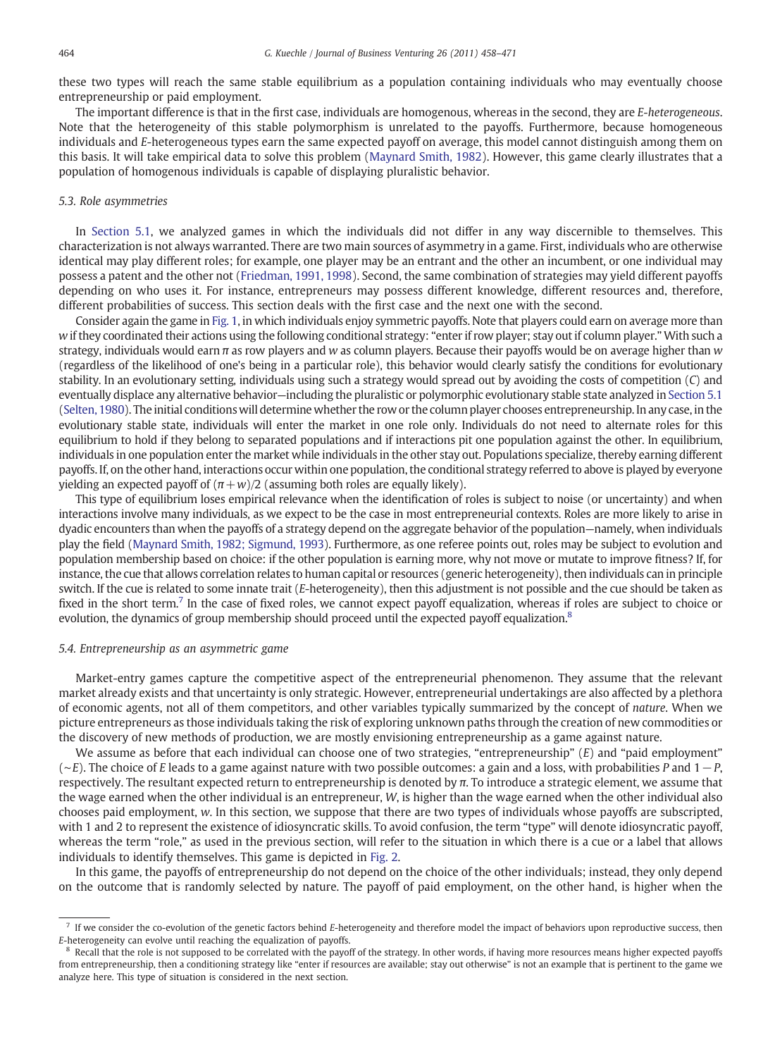these two types will reach the same stable equilibrium as a population containing individuals who may eventually choose entrepreneurship or paid employment.

The important difference is that in the first case, individuals are homogenous, whereas in the second, they are *E-heterogeneous*. Note that the heterogeneity of this stable polymorphism is unrelated to the payoffs. Furthermore, because homogeneous individuals and *E*-heterogeneous types earn the same expected payoff on average, this model cannot distinguish among them on this basis. It will take empirical data to solve this problem (Maynard Smith, 1982). However, this game clearly illustrates that a population of homogenous individuals is capable of displaying pluralistic behavior.

### 5.3. Role asymmetries

In Section 5.1, we analyzed games in which the individuals did not differ in any way discernible to themselves. This characterization is not always warranted. There are two main sources of asymmetry in a game. First, individuals who are otherwise identical may play different roles; for example, one player may be an entrant and the other an incumbent, or one individual may possess a patent and the other not (Friedman, 1991, 1998). Second, the same combination of strategies may yield different payoffs depending on who uses it. For instance, entrepreneurs may possess different knowledge, different resources and, therefore, different probabilities of success. This section deals with the first case and the next one with the second.

Consider again the game in Fig. 1, in which individuals enjoy symmetric payoffs. Note that players could earn on average more than $w$ if they coordinated their actions using the following conditional strategy: "enter if row player; stay out if column player." With such a strategy, individuals would earn $\pi$ as row players and $w$ as column players. Because their payoffs would be on average higher than $w$ (regardless of the likelihood of one's being in a particular role), this behavior would clearly satisfy the conditions for evolutionary stability. In an evolutionary setting, individuals using such a strategy would spread out by avoiding the costs of competition ($C$) and eventually displace any alternative behavior—including the pluralistic or polymorphic evolutionary stable state analyzed in Section 5.1 (Selten, 1980). The initial conditions will determine whether the row or the column player chooses entrepreneurship. In any case, in the evolutionary stable state, individuals will enter the market in one role only. Individuals do not need to alternate roles for this equilibrium to hold if they belong to separated populations and if interactions pit one population against the other. In equilibrium, individuals in one population enter the market while individuals in the other stay out. Populations specialize, thereby earning different payoffs. If, on the other hand, interactions occur within one population, the conditional strategy referred to above is played by everyone yielding an expected payoff of $(\pi + w)/2$ (assuming both roles are equally likely).

This type of equilibrium loses empirical relevance when the identification of roles is subject to noise (or uncertainty) and when interactions involve many individuals, as we expect to be the case in most entrepreneurial contexts. Roles are more likely to arise in dyadic encounters than when the payoffs of a strategy depend on the aggregate behavior of the population—namely, when individuals play the field (Maynard Smith, 1982; Sigmund, 1993). Furthermore, as one referee points out, roles may be subject to evolution and population membership based on choice: if the other population is earning more, why not move or mutate to improve fitness? If, for instance, the cue that allows correlation relates to human capital or resources (generic heterogeneity), then individuals can in principle switch. If the cue is related to some innate trait (*E*-heterogeneity), then this adjustment is not possible and the cue should be taken as fixed in the short term.[7] In the case of fixed roles, we cannot expect payoff equalization, whereas if roles are subject to choice or evolution, the dynamics of group membership should proceed until the expected payoff equalization.[8]

### 5.4. Entrepreneurship as an asymmetric game

Market-entry games capture the competitive aspect of the entrepreneurial phenomenon. They assume that the relevant market already exists and that uncertainty is only strategic. However, entrepreneurial undertakings are also affected by a plethora of economic agents, not all of them competitors, and other variables typically summarized by the concept of *nature*. When we picture entrepreneurs as those individuals taking the risk of exploring unknown paths through the creation of new commodities or the discovery of new methods of production, we are mostly envisioning entrepreneurship as a game against nature.

We assume as before that each individual can choose one of two strategies, "entrepreneurship" ($E$) and "paid employment" ($\sim E$). The choice of $E$ leads to a game against nature with two possible outcomes: a gain and a loss, with probabilities $P$ and $1-P$, respectively. The resultant expected return to entrepreneurship is denoted by $\pi$. To introduce a strategic element, we assume that the wage earned when the other individual is an entrepreneur, $W$, is higher than the wage earned when the other individual also chooses paid employment, $w$. In this section, we suppose that there are two types of individuals whose payoffs are subscripted, with 1 and 2 to represent the existence of idiosyncratic skills. To avoid confusion, the term "type" will denote idiosyncratic payoff, whereas the term "role," as used in the previous section, will refer to the situation in which there is a cue or a label that allows individuals to identify themselves. This game is depicted in Fig. 2.

In this game, the payoffs of entrepreneurship do not depend on the choice of the other individuals; instead, they only depend on the outcome that is randomly selected by nature. The payoff of paid employment, on the other hand, is higher when the

---

[7] If we consider the co-evolution of the genetic factors behind *E*-heterogeneity and therefore model the impact of behaviors upon reproductive success, then *E*-heterogeneity can evolve until reaching the equalization of payoffs.

[8] Recall that the role is not supposed to be correlated with the payoff of the strategy. In other words, if having more resources means higher expected payoffs from entrepreneurship, then a conditioning strategy like "enter if resources are available; stay out otherwise" is not an example that is pertinent to the game we analyze here. This type of situation is considered in the next section.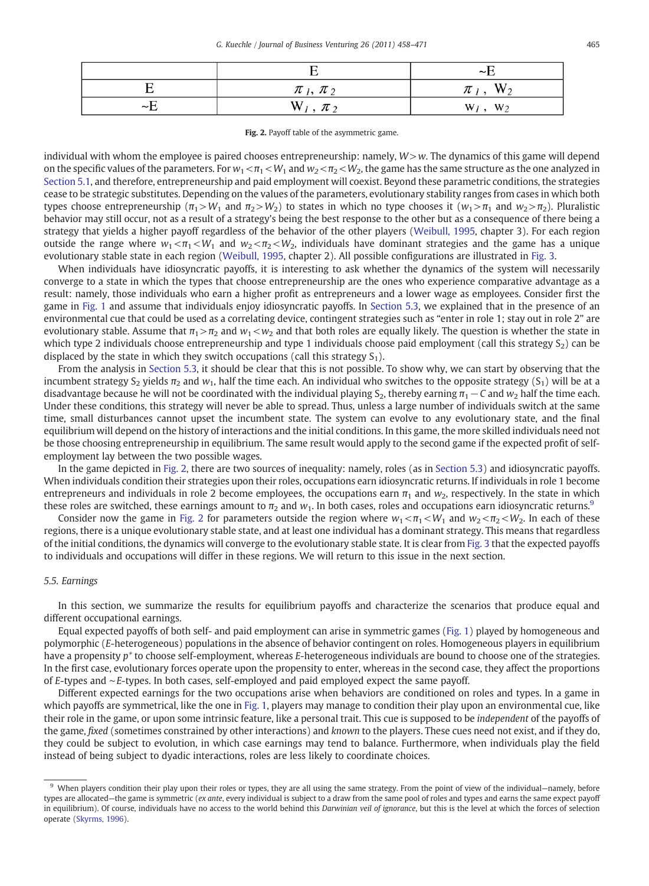| | E | ~E |
|---|---|---|
| E | $\pi_1, \pi_2$ | $\pi_1$, $W_2$ |
| ~E | $W_1$, $\pi_2$ | $w_1$, $w_2$ |

**Fig. 2.** Payoff table of the asymmetric game.

individual with whom the employee is paired chooses entrepreneurship: namely, $W > w$. The dynamics of this game will depend on the specific values of the parameters. For $w_1 < \pi_1 < W_1$ and $w_2 < \pi_2 < W_2$, the game has the same structure as the one analyzed in Section 5.1, and therefore, entrepreneurship and paid employment will coexist. Beyond these parametric conditions, the strategies cease to be strategic substitutes. Depending on the values of the parameters, evolutionary stability ranges from cases in which both types choose entrepreneurship ($\pi_1 > W_1$ and $\pi_2 > W_2$) to states in which no type chooses it ($w_1 > \pi_1$ and $w_2 > \pi_2$). Pluralistic behavior may still occur, not as a result of a strategy's being the best response to the other but as a consequence of there being a strategy that yields a higher payoff regardless of the behavior of the other players (Weibull, 1995, chapter 3). For each region outside the range where $w_1 < \pi_1 < W_1$ and $w_2 < \pi_2 < W_2$, individuals have dominant strategies and the game has a unique evolutionary stable state in each region (Weibull, 1995, chapter 2). All possible configurations are illustrated in Fig. 3.

When individuals have idiosyncratic payoffs, it is interesting to ask whether the dynamics of the system will necessarily converge to a state in which the types that choose entrepreneurship are the ones who experience comparative advantage as a result: namely, those individuals who earn a higher profit as entrepreneurs and a lower wage as employees. Consider first the game in Fig. 1 and assume that individuals enjoy idiosyncratic payoffs. In Section 5.3, we explained that in the presence of an environmental cue that could be used as a correlating device, contingent strategies such as "enter in role 1; stay out in role 2" are evolutionary stable. Assume that $\pi_1 > \pi_2$ and $w_1 < w_2$ and that both roles are equally likely. The question is whether the state in which type 2 individuals choose entrepreneurship and type 1 individuals choose paid employment (call this strategy $S_2$) can be displaced by the state in which they switch occupations (call this strategy $S_1$).

From the analysis in Section 5.3, it should be clear that this is not possible. To show why, we can start by observing that the incumbent strategy $S_2$ yields $\pi_2$ and $w_1$, half the time each. An individual who switches to the opposite strategy ($S_1$) will be at a disadvantage because he will not be coordinated with the individual playing $S_2$, thereby earning $\pi_1 - C$ and $w_2$ half the time each. Under these conditions, this strategy will never be able to spread. Thus, unless a large number of individuals switch at the same time, small disturbances cannot upset the incumbent state. The system can evolve to any evolutionary state, and the final equilibrium will depend on the history of interactions and the initial conditions. In this game, the more skilled individuals need not be those choosing entrepreneurship in equilibrium. The same result would apply to the second game if the expected profit of self-employment lay between the two possible wages.

In the game depicted in Fig. 2, there are two sources of inequality: namely, roles (as in Section 5.3) and idiosyncratic payoffs. When individuals condition their strategies upon their roles, occupations earn idiosyncratic returns. If individuals in role 1 become entrepreneurs and individuals in role 2 become employees, the occupations earn $\pi_1$ and $w_2$, respectively. In the state in which these roles are switched, these earnings amount to $\pi_2$ and $w_1$. In both cases, roles and occupations earn idiosyncratic returns.[9]

Consider now the game in Fig. 2 for parameters outside the region where $w_1 < \pi_1 < W_1$ and $w_2 < \pi_2 < W_2$. In each of these regions, there is a unique evolutionary stable state, and at least one individual has a dominant strategy. This means that regardless of the initial conditions, the dynamics will converge to the evolutionary stable state. It is clear from Fig. 3 that the expected payoffs to individuals and occupations will differ in these regions. We will return to this issue in the next section.

### 5.5. Earnings

In this section, we summarize the results for equilibrium payoffs and characterize the scenarios that produce equal and different occupational earnings.

Equal expected payoffs of both self- and paid employment can arise in symmetric games (Fig. 1) played by homogeneous and polymorphic (*E*-heterogeneous) populations in the absence of behavior contingent on roles. Homogeneous players in equilibrium have a propensity $p^*$ to choose self-employment, whereas *E*-heterogeneous individuals are bound to choose one of the strategies. In the first case, evolutionary forces operate upon the propensity to enter, whereas in the second case, they affect the proportions of *E*-types and ~*E*-types. In both cases, self-employed and paid employed expect the same payoff.

Different expected earnings for the two occupations arise when behaviors are conditioned on roles and types. In a game in which payoffs are symmetrical, like the one in Fig. 1, players may manage to condition their play upon an environmental cue, like their role in the game, or upon some intrinsic feature, like a personal trait. This cue is supposed to be *independent* of the payoffs of the game, *fixed* (sometimes constrained by other interactions) and *known* to the players. These cues need not exist, and if they do, they could be subject to evolution, in which case earnings may tend to balance. Furthermore, when individuals play the field instead of being subject to dyadic interactions, roles are less likely to coordinate choices.

---

[9] When players condition their play upon their roles or types, they are all using the same strategy. From the point of view of the individual—namely, before types are allocated—the game is symmetric (*ex ante*, every individual is subject to a draw from the same pool of roles and types and earns the same expect payoff in equilibrium). Of course, individuals have no access to the world behind this *Darwinian veil of ignorance*, but this is the level at which the forces of selection operate (Skyrms, 1996).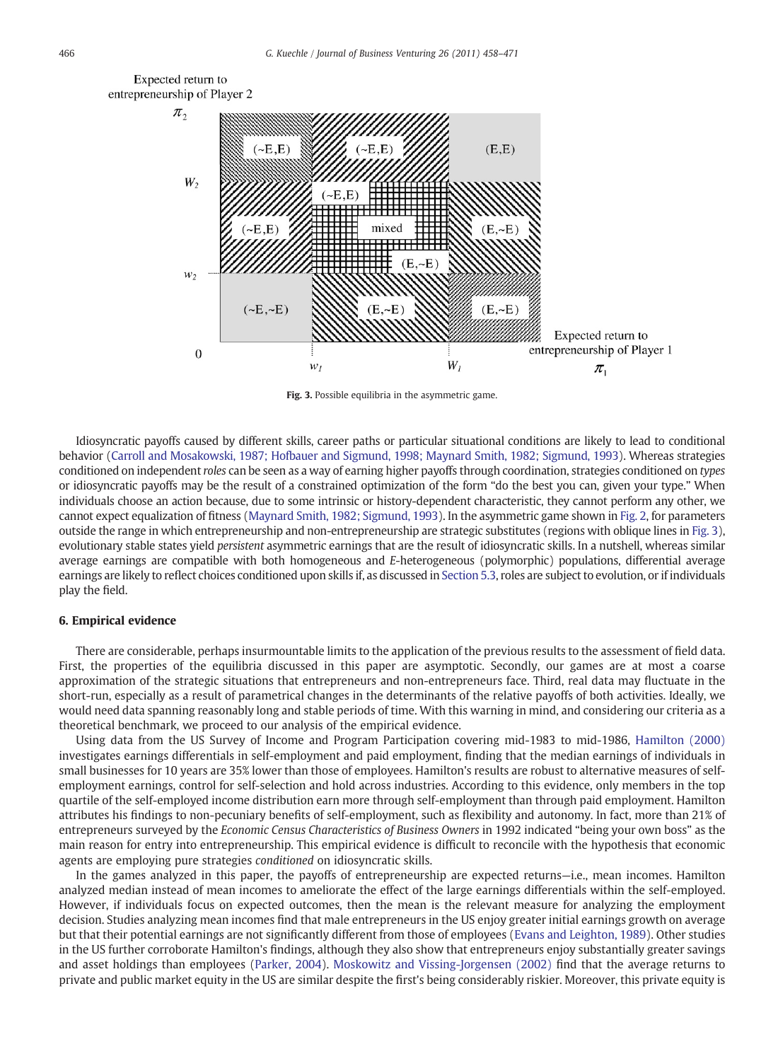Fig. 3. Possible equilibria in the asymmetric game.

Idiosyncratic payoffs caused by different skills, career paths or particular situational conditions are likely to lead to conditional behavior (Carroll and Mosakowski, 1987; Hofbauer and Sigmund, 1998; Maynard Smith, 1982; Sigmund, 1993). Whereas strategies conditioned on independent *roles* can be seen as a way of earning higher payoffs through coordination, strategies conditioned on *types* or idiosyncratic payoffs may be the result of a constrained optimization of the form "do the best you can, given your type." When individuals choose an action because, due to some intrinsic or history-dependent characteristic, they cannot perform any other, we cannot expect equalization of fitness (Maynard Smith, 1982; Sigmund, 1993). In the asymmetric game shown in Fig. 2, for parameters outside the range in which entrepreneurship and non-entrepreneurship are strategic substitutes (regions with oblique lines in Fig. 3), evolutionary stable states yield *persistent* asymmetric earnings that are the result of idiosyncratic skills. In a nutshell, whereas similar average earnings are compatible with both homogeneous and *E*-heterogeneous (polymorphic) populations, differential average earnings are likely to reflect choices conditioned upon skills if, as discussed in Section 5.3, roles are subject to evolution, or if individuals play the field.

## 6. Empirical evidence

There are considerable, perhaps insurmountable limits to the application of the previous results to the assessment of field data. First, the properties of the equilibria discussed in this paper are asymptotic. Secondly, our games are at most a coarse approximation of the strategic situations that entrepreneurs and non-entrepreneurs face. Third, real data may fluctuate in the short-run, especially as a result of parametrical changes in the determinants of the relative payoffs of both activities. Ideally, we would need data spanning reasonably long and stable periods of time. With this warning in mind, and considering our criteria as a theoretical benchmark, we proceed to our analysis of the empirical evidence.

Using data from the US Survey of Income and Program Participation covering mid-1983 to mid-1986, Hamilton (2000) investigates earnings differentials in self-employment and paid employment, finding that the median earnings of individuals in small businesses for 10 years are 35% lower than those of employees. Hamilton's results are robust to alternative measures of self-employment earnings, control for self-selection and hold across industries. According to this evidence, only members in the top quartile of the self-employed income distribution earn more through self-employment than through paid employment. Hamilton attributes his findings to non-pecuniary benefits of self-employment, such as flexibility and autonomy. In fact, more than 21% of entrepreneurs surveyed by the *Economic Census Characteristics of Business Owners* in 1992 indicated "being your own boss" as the main reason for entry into entrepreneurship. This empirical evidence is difficult to reconcile with the hypothesis that economic agents are employing pure strategies *conditioned* on idiosyncratic skills.

In the games analyzed in this paper, the payoffs of entrepreneurship are expected returns—i.e., mean incomes. Hamilton analyzed median instead of mean incomes to ameliorate the effect of the large earnings differentials within the self-employed. However, if individuals focus on expected outcomes, then the mean is the relevant measure for analyzing the employment decision. Studies analyzing mean incomes find that male entrepreneurs in the US enjoy greater initial earnings growth on average but that their potential earnings are not significantly different from those of employees (Evans and Leighton, 1989). Other studies in the US further corroborate Hamilton's findings, although they also show that entrepreneurs enjoy substantially greater savings and asset holdings than employees (Parker, 2004). Moskowitz and Vissing-Jorgensen (2002) find that the average returns to private and public market equity in the US are similar despite the first's being considerably riskier. Moreover, this private equity is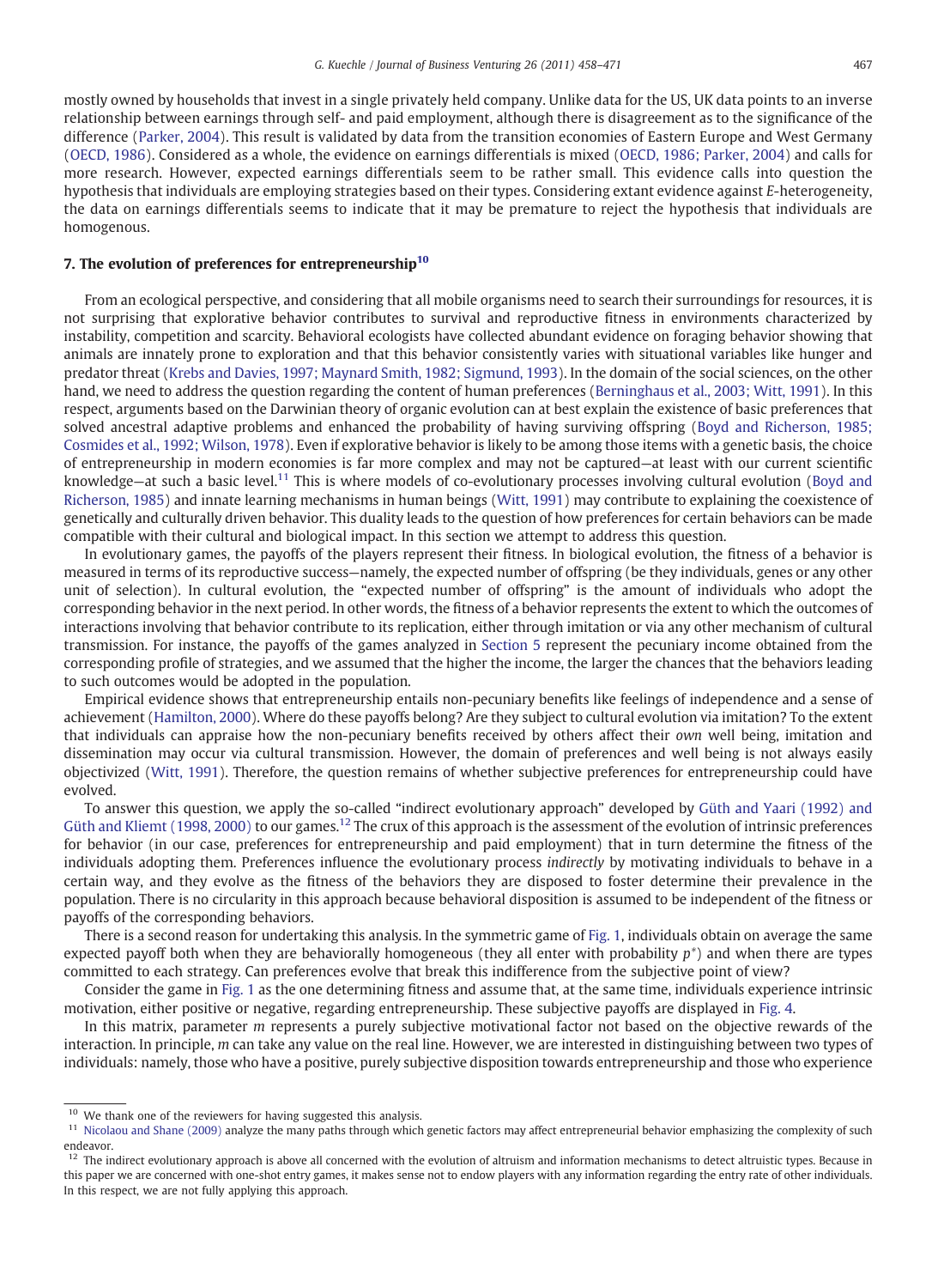mostly owned by households that invest in a single privately held company. Unlike data for the US, UK data points to an inverse relationship between earnings through self- and paid employment, although there is disagreement as to the significance of the difference (Parker, 2004). This result is validated by data from the transition economies of Eastern Europe and West Germany (OECD, 1986). Considered as a whole, the evidence on earnings differentials is mixed (OECD, 1986; Parker, 2004) and calls for more research. However, expected earnings differentials seem to be rather small. This evidence calls into question the hypothesis that individuals are employing strategies based on their types. Considering extant evidence against *E*-heterogeneity, the data on earnings differentials seems to indicate that it may be premature to reject the hypothesis that individuals are homogenous.

## 7. The evolution of preferences for entrepreneurship[10]

From an ecological perspective, and considering that all mobile organisms need to search their surroundings for resources, it is not surprising that explorative behavior contributes to survival and reproductive fitness in environments characterized by instability, competition and scarcity. Behavioral ecologists have collected abundant evidence on foraging behavior showing that animals are innately prone to exploration and that this behavior consistently varies with situational variables like hunger and predator threat (Krebs and Davies, 1997; Maynard Smith, 1982; Sigmund, 1993). In the domain of the social sciences, on the other hand, we need to address the question regarding the content of human preferences (Berninghaus et al., 2003; Witt, 1991). In this respect, arguments based on the Darwinian theory of organic evolution can at best explain the existence of basic preferences that solved ancestral adaptive problems and enhanced the probability of having surviving offspring (Boyd and Richerson, 1985; Cosmides et al., 1992; Wilson, 1978). Even if explorative behavior is likely to be among those items with a genetic basis, the choice of entrepreneurship in modern economies is far more complex and may not be captured—at least with our current scientific knowledge—at such a basic level.[11] This is where models of co-evolutionary processes involving cultural evolution (Boyd and Richerson, 1985) and innate learning mechanisms in human beings (Witt, 1991) may contribute to explaining the coexistence of genetically and culturally driven behavior. This duality leads to the question of how preferences for certain behaviors can be made compatible with their cultural and biological impact. In this section we attempt to address this question.

In evolutionary games, the payoffs of the players represent their fitness. In biological evolution, the fitness of a behavior is measured in terms of its reproductive success—namely, the expected number of offspring (be they individuals, genes or any other unit of selection). In cultural evolution, the "expected number of offspring" is the amount of individuals who adopt the corresponding behavior in the next period. In other words, the fitness of a behavior represents the extent to which the outcomes of interactions involving that behavior contribute to its replication, either through imitation or via any other mechanism of cultural transmission. For instance, the payoffs of the games analyzed in Section 5 represent the pecuniary income obtained from the corresponding profile of strategies, and we assumed that the higher the income, the larger the chances that the behaviors leading to such outcomes would be adopted in the population.

Empirical evidence shows that entrepreneurship entails non-pecuniary benefits like feelings of independence and a sense of achievement (Hamilton, 2000). Where do these payoffs belong? Are they subject to cultural evolution via imitation? To the extent that individuals can appraise how the non-pecuniary benefits received by others affect their *own* well being, imitation and dissemination may occur via cultural transmission. However, the domain of preferences and well being is not always easily objectivized (Witt, 1991). Therefore, the question remains of whether subjective preferences for entrepreneurship could have evolved.

To answer this question, we apply the so-called "indirect evolutionary approach" developed by Güth and Yaari (1992) and Güth and Kliemt (1998, 2000) to our games.[12] The crux of this approach is the assessment of the evolution of intrinsic preferences for behavior (in our case, preferences for entrepreneurship and paid employment) that in turn determine the fitness of the individuals adopting them. Preferences influence the evolutionary process *indirectly* by motivating individuals to behave in a certain way, and they evolve as the fitness of the behaviors they are disposed to foster determine their prevalence in the population. There is no circularity in this approach because behavioral disposition is assumed to be independent of the fitness or payoffs of the corresponding behaviors.

There is a second reason for undertaking this analysis. In the symmetric game of Fig. 1, individuals obtain on average the same expected payoff both when they are behaviorally homogeneous (they all enter with probability $p^*$) and when there are types committed to each strategy. Can preferences evolve that break this indifference from the subjective point of view?

Consider the game in Fig. 1 as the one determining fitness and assume that, at the same time, individuals experience intrinsic motivation, either positive or negative, regarding entrepreneurship. These subjective payoffs are displayed in Fig. 4.

In this matrix, parameter $m$ represents a purely subjective motivational factor not based on the objective rewards of the interaction. In principle, $m$ can take any value on the real line. However, we are interested in distinguishing between two types of individuals: namely, those who have a positive, purely subjective disposition towards entrepreneurship and those who experience

[10] We thank one of the reviewers for having suggested this analysis.

[11] Nicolaou and Shane (2009) analyze the many paths through which genetic factors may affect entrepreneurial behavior emphasizing the complexity of such endeavor.

[12] The indirect evolutionary approach is above all concerned with the evolution of altruism and information mechanisms to detect altruistic types. Because in this paper we are concerned with one-shot entry games, it makes sense not to endow players with any information regarding the entry rate of other individuals. In this respect, we are not fully applying this approach.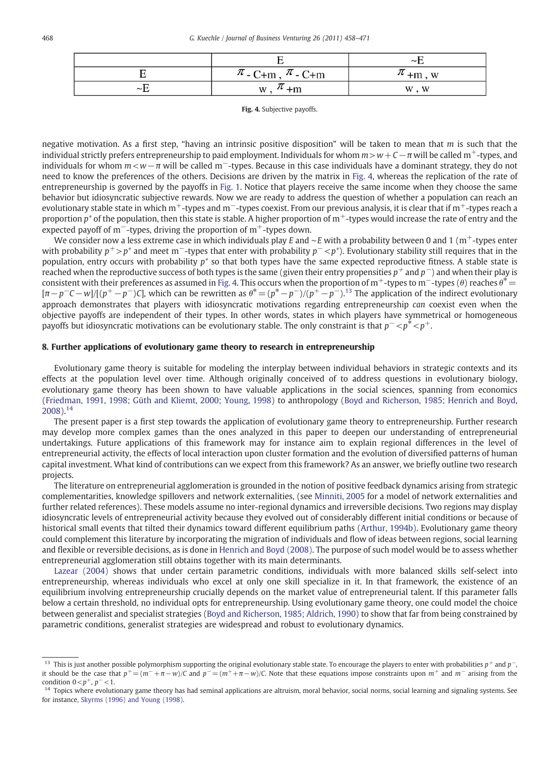| | E | ~E |
|---|---|---|
| E | $\pi$ - C+m , $\pi$ - C+m | $\pi$ +m , w |
| ~E | w , $\pi$ +m | w , w |

**Fig. 4.** Subjective payoffs.

negative motivation. As a first step, "having an intrinsic positive disposition" will be taken to mean that $m$ is such that the individual strictly prefers entrepreneurship to paid employment. Individuals for whom $m > w + C - \pi$ will be called $m^+$-types, and individuals for whom $m < w - \pi$ will be called $m^-$-types. Because in this case individuals have a dominant strategy, they do not need to know the preferences of the others. Decisions are driven by the matrix in Fig. 4, whereas the replication of the rate of entrepreneurship is governed by the payoffs in Fig. 1. Notice that players receive the same income when they choose the same behavior but idiosyncratic subjective rewards. Now we are ready to address the question of whether a population can reach an evolutionary stable state in which $m^+$-types and $m^-$-types coexist. From our previous analysis, it is clear that if $m^+$-types reach a proportion $p^*$ of the population, then this state is stable. A higher proportion of $m^+$-types would increase the rate of entry and the expected payoff of $m^-$-types, driving the proportion of $m^+$-types down.

We consider now a less extreme case in which individuals play $E$ and ~$E$ with a probability between 0 and 1 ($m^+$-types enter with probability $p^+ > p^*$ and meet $m^-$-types that enter with probability $p^- < p^*$). Evolutionary stability still requires that in the population, entry occurs with probability $p^*$ so that both types have the same expected reproductive fitness. A stable state is reached when the reproductive success of both types is the same (given their entry propensities $p^+$ and $p^-$) and when their play is consistent with their preferences as assumed in Fig. 4. This occurs when the proportion of $m^+$-types to $m^-$-types ($\theta$) reaches $\theta^* = [\pi - p^- C - w]/[(p^+ - p^-)C]$, which can be rewritten as $\theta^* = (p^* - p^-)/(p^+ - p^-)$.[13] The application of the indirect evolutionary approach demonstrates that players with idiosyncratic motivations regarding entrepreneurship *can* coexist even when the objective payoffs are independent of their types. In other words, states in which players have symmetrical or homogeneous payoffs but idiosyncratic motivations can be evolutionary stable. The only constraint is that $p^- < p^* < p^+$.

## 8. Further applications of evolutionary game theory to research in entrepreneurship

Evolutionary game theory is suitable for modeling the interplay between individual behaviors in strategic contexts and its effects at the population level over time. Although originally conceived of to address questions in evolutionary biology, evolutionary game theory has been shown to have valuable applications in the social sciences, spanning from economics (Friedman, 1991, 1998; Güth and Kliemt, 2000; Young, 1998) to anthropology (Boyd and Richerson, 1985; Henrich and Boyd, 2008).[14]

The present paper is a first step towards the application of evolutionary game theory to entrepreneurship. Further research may develop more complex games than the ones analyzed in this paper to deepen our understanding of entrepreneurial undertakings. Future applications of this framework may for instance aim to explain regional differences in the level of entrepreneurial activity, the effects of local interaction upon cluster formation and the evolution of diversified patterns of human capital investment. What kind of contributions can we expect from this framework? As an answer, we briefly outline two research projects.

The literature on entrepreneurial agglomeration is grounded in the notion of positive feedback dynamics arising from strategic complementarities, knowledge spillovers and network externalities, (see Minniti, 2005 for a model of network externalities and further related references). These models assume no inter-regional dynamics and irreversible decisions. Two regions may display idiosyncratic levels of entrepreneurial activity because they evolved out of considerably different initial conditions or because of historical small events that tilted their dynamics toward different equilibrium paths (Arthur, 1994b). Evolutionary game theory could complement this literature by incorporating the migration of individuals and flow of ideas between regions, social learning and flexible or reversible decisions, as is done in Henrich and Boyd (2008). The purpose of such model would be to assess whether entrepreneurial agglomeration still obtains together with its main determinants.

Lazear (2004) shows that under certain parametric conditions, individuals with more balanced skills self-select into entrepreneurship, whereas individuals who excel at only one skill specialize in it. In that framework, the existence of an equilibrium involving entrepreneurship crucially depends on the market value of entrepreneurial talent. If this parameter falls below a certain threshold, no individual opts for entrepreneurship. Using evolutionary game theory, one could model the choice between generalist and specialist strategies (Boyd and Richerson, 1985; Aldrich, 1990) to show that far from being constrained by parametric conditions, generalist strategies are widespread and robust to evolutionary dynamics.

---

[13] This is just another possible polymorphism supporting the original evolutionary stable state. To encourage the players to enter with probabilities $p^+$ and $p^-$, it should be the case that $p^+ = (m^- + \pi - w)/C$ and $p^- = (m^+ + \pi - w)/C$. Note that these equations impose constraints upon $m^+$ and $m^-$ arising from the condition $0 < p^+, p^- < 1$.

[14] Topics where evolutionary game theory has had seminal applications are altruism, moral behavior, social norms, social learning and signaling systems. See for instance, Skyrms (1996) and Young (1998).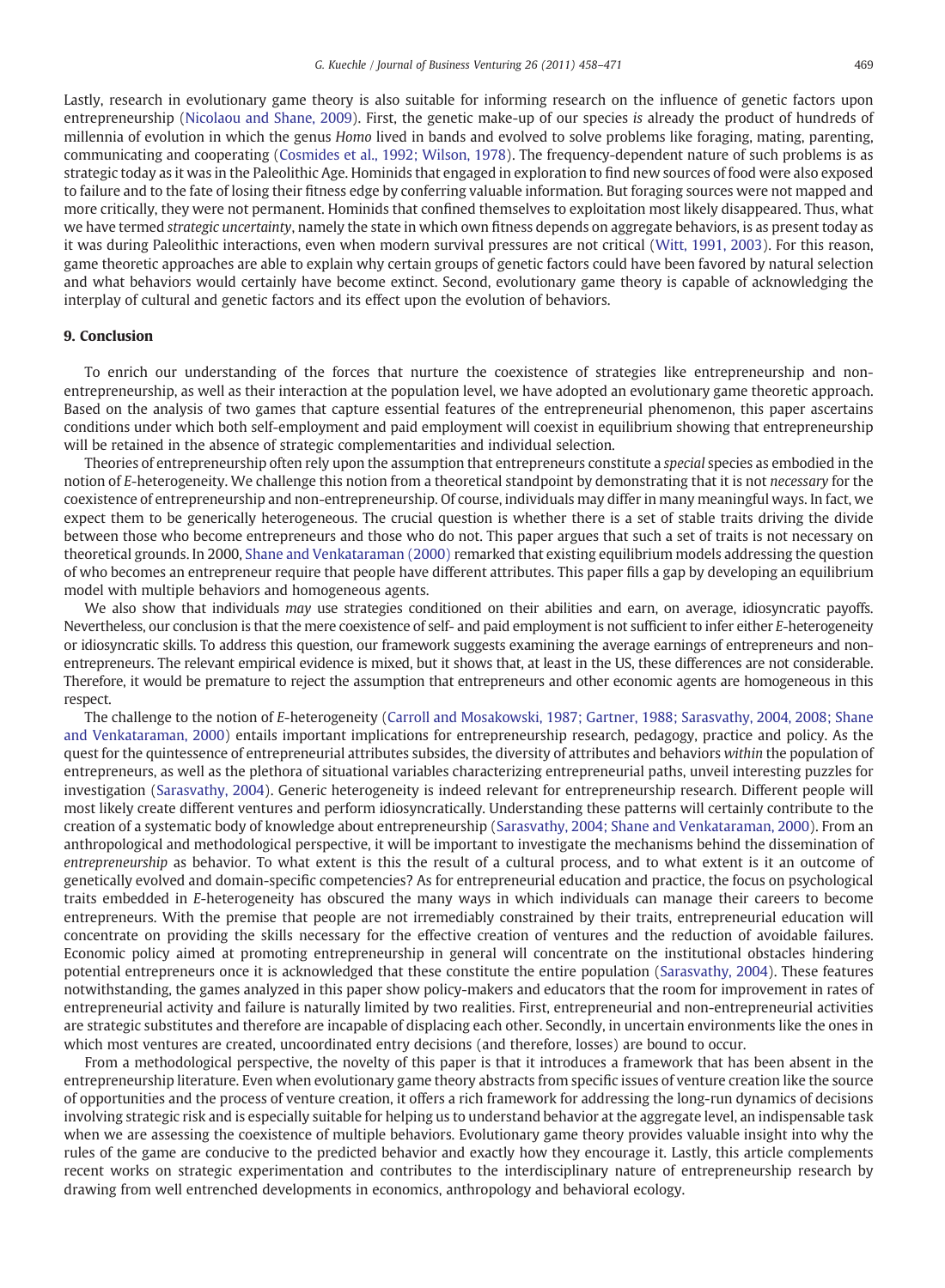Lastly, research in evolutionary game theory is also suitable for informing research on the influence of genetic factors upon entrepreneurship (Nicolaou and Shane, 2009). First, the genetic make-up of our species *is* already the product of hundreds of millennia of evolution in which the genus *Homo* lived in bands and evolved to solve problems like foraging, mating, parenting, communicating and cooperating (Cosmides et al., 1992; Wilson, 1978). The frequency-dependent nature of such problems is as strategic today as it was in the Paleolithic Age. Hominids that engaged in exploration to find new sources of food were also exposed to failure and to the fate of losing their fitness edge by conferring valuable information. But foraging sources were not mapped and more critically, they were not permanent. Hominids that confined themselves to exploitation most likely disappeared. Thus, what we have termed *strategic uncertainty*, namely the state in which own fitness depends on aggregate behaviors, is as present today as it was during Paleolithic interactions, even when modern survival pressures are not critical (Witt, 1991, 2003). For this reason, game theoretic approaches are able to explain why certain groups of genetic factors could have been favored by natural selection and what behaviors would certainly have become extinct. Second, evolutionary game theory is capable of acknowledging the interplay of cultural and genetic factors and its effect upon the evolution of behaviors.

## 9. Conclusion

To enrich our understanding of the forces that nurture the coexistence of strategies like entrepreneurship and non-entrepreneurship, as well as their interaction at the population level, we have adopted an evolutionary game theoretic approach. Based on the analysis of two games that capture essential features of the entrepreneurial phenomenon, this paper ascertains conditions under which both self-employment and paid employment will coexist in equilibrium showing that entrepreneurship will be retained in the absence of strategic complementarities and individual selection.

Theories of entrepreneurship often rely upon the assumption that entrepreneurs constitute a *special* species as embodied in the notion of *E*-heterogeneity. We challenge this notion from a theoretical standpoint by demonstrating that it is not *necessary* for the coexistence of entrepreneurship and non-entrepreneurship. Of course, individuals may differ in many meaningful ways. In fact, we expect them to be generically heterogeneous. The crucial question is whether there is a set of stable traits driving the divide between those who become entrepreneurs and those who do not. This paper argues that such a set of traits is not necessary on theoretical grounds. In 2000, Shane and Venkataraman (2000) remarked that existing equilibrium models addressing the question of who becomes an entrepreneur require that people have different attributes. This paper fills a gap by developing an equilibrium model with multiple behaviors and homogeneous agents.

We also show that individuals *may* use strategies conditioned on their abilities and earn, on average, idiosyncratic payoffs. Nevertheless, our conclusion is that the mere coexistence of self- and paid employment is not sufficient to infer either *E*-heterogeneity or idiosyncratic skills. To address this question, our framework suggests examining the average earnings of entrepreneurs and non-entrepreneurs. The relevant empirical evidence is mixed, but it shows that, at least in the US, these differences are not considerable. Therefore, it would be premature to reject the assumption that entrepreneurs and other economic agents are homogeneous in this respect.

The challenge to the notion of *E*-heterogeneity (Carroll and Mosakowski, 1987; Gartner, 1988; Sarasvathy, 2004, 2008; Shane and Venkataraman, 2000) entails important implications for entrepreneurship research, pedagogy, practice and policy. As the quest for the quintessence of entrepreneurial attributes subsides, the diversity of attributes and behaviors *within* the population of entrepreneurs, as well as the plethora of situational variables characterizing entrepreneurial paths, unveil interesting puzzles for investigation (Sarasvathy, 2004). Generic heterogeneity is indeed relevant for entrepreneurship research. Different people will most likely create different ventures and perform idiosyncratically. Understanding these patterns will certainly contribute to the creation of a systematic body of knowledge about entrepreneurship (Sarasvathy, 2004; Shane and Venkataraman, 2000). From an anthropological and methodological perspective, it will be important to investigate the mechanisms behind the dissemination of *entrepreneurship* as behavior. To what extent is this the result of a cultural process, and to what extent is it an outcome of genetically evolved and domain-specific competencies? As for entrepreneurial education and practice, the focus on psychological traits embedded in *E*-heterogeneity has obscured the many ways in which individuals can manage their careers to become entrepreneurs. With the premise that people are not irremediably constrained by their traits, entrepreneurial education will concentrate on providing the skills necessary for the effective creation of ventures and the reduction of avoidable failures. Economic policy aimed at promoting entrepreneurship in general will concentrate on the institutional obstacles hindering potential entrepreneurs once it is acknowledged that these constitute the entire population (Sarasvathy, 2004). These features notwithstanding, the games analyzed in this paper show policy-makers and educators that the room for improvement in rates of entrepreneurial activity and failure is naturally limited by two realities. First, entrepreneurial and non-entrepreneurial activities are strategic substitutes and therefore are incapable of displacing each other. Secondly, in uncertain environments like the ones in which most ventures are created, uncoordinated entry decisions (and therefore, losses) are bound to occur.

From a methodological perspective, the novelty of this paper is that it introduces a framework that has been absent in the entrepreneurship literature. Even when evolutionary game theory abstracts from specific issues of venture creation like the source of opportunities and the process of venture creation, it offers a rich framework for addressing the long-run dynamics of decisions involving strategic risk and is especially suitable for helping us to understand behavior at the aggregate level, an indispensable task when we are assessing the coexistence of multiple behaviors. Evolutionary game theory provides valuable insight into why the rules of the game are conducive to the predicted behavior and exactly how they encourage it. Lastly, this article complements recent works on strategic experimentation and contributes to the interdisciplinary nature of entrepreneurship research by drawing from well entrenched developments in economics, anthropology and behavioral ecology.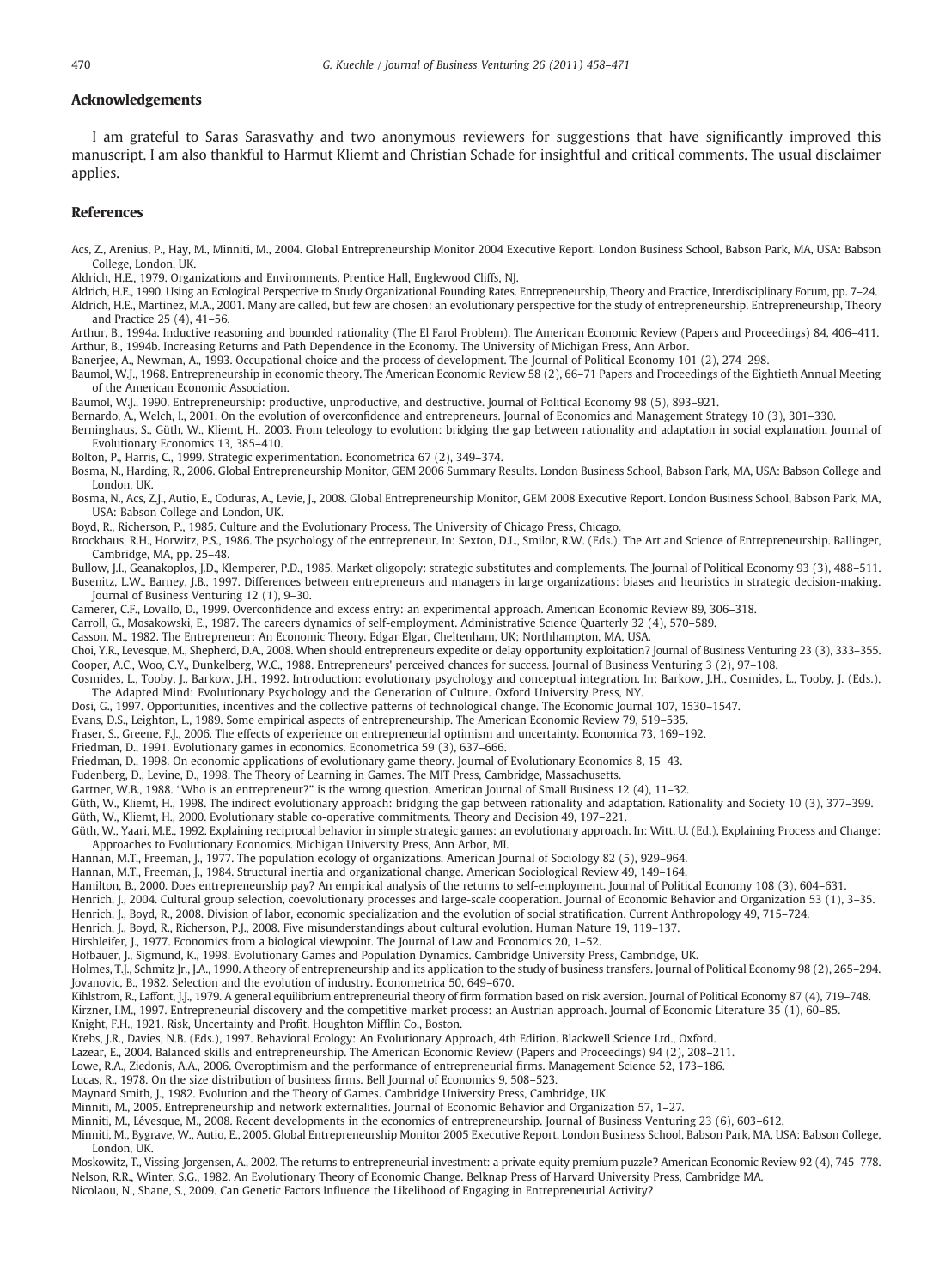## Acknowledgements

I am grateful to Saras Sarasvathy and two anonymous reviewers for suggestions that have significantly improved this manuscript. I am also thankful to Harmut Kliemt and Christian Schade for insightful and critical comments. The usual disclaimer applies.

## References

Acs, Z., Arenius, P., Hay, M., Minniti, M., 2004. Global Entrepreneurship Monitor 2004 Executive Report. London Business School, Babson Park, MA, USA: Babson College, London, UK.

Aldrich, H.E., 1979. Organizations and Environments. Prentice Hall, Englewood Cliffs, NJ.

Aldrich, H.E., 1990. Using an Ecological Perspective to Study Organizational Founding Rates. Entrepreneurship, Theory and Practice, Interdisciplinary Forum, pp. 7–24.

Aldrich, H.E., Martinez, M.A., 2001. Many are called, but few are chosen: an evolutionary perspective for the study of entrepreneurship. Entrepreneurship, Theory and Practice 25 (4), 41–56.

Arthur, B., 1994a. Inductive reasoning and bounded rationality (The El Farol Problem). The American Economic Review (Papers and Proceedings) 84, 406–411.

Arthur, B., 1994b. Increasing Returns and Path Dependence in the Economy. The University of Michigan Press, Ann Arbor.

Banerjee, A., Newman, A., 1993. Occupational choice and the process of development. The Journal of Political Economy 101 (2), 274–298.

Baumol, W.J., 1968. Entrepreneurship in economic theory. The American Economic Review 58 (2), 66–71 Papers and Proceedings of the Eightieth Annual Meeting of the American Economic Association.

Baumol, W.J., 1990. Entrepreneurship: productive, unproductive, and destructive. Journal of Political Economy 98 (5), 893–921.

Bernardo, A., Welch, I., 2001. On the evolution of overconfidence and entrepreneurs. Journal of Economics and Management Strategy 10 (3), 301–330.

Berninghaus, S., Güth, W., Kliemt, H., 2003. From teleology to evolution: bridging the gap between rationality and adaptation in social explanation. Journal of Evolutionary Economics 13, 385–410.

Bolton, P., Harris, C., 1999. Strategic experimentation. Econometrica 67 (2), 349–374.

Bosma, N., Harding, R., 2006. Global Entrepreneurship Monitor, GEM 2006 Summary Results. London Business School, Babson Park, MA, USA: Babson College and London, UK.

Bosma, N., Acs, Z.J., Autio, E., Coduras, A., Levie, J., 2008. Global Entrepreneurship Monitor, GEM 2008 Executive Report. London Business School, Babson Park, MA, USA: Babson College and London, UK.

Boyd, R., Richerson, P., 1985. Culture and the Evolutionary Process. The University of Chicago Press, Chicago.

Brockhaus, R.H., Horwitz, P.S., 1986. The psychology of the entrepreneur. In: Sexton, D.L., Smilor, R.W. (Eds.), The Art and Science of Entrepreneurship. Ballinger, Cambridge, MA, pp. 25–48.

Bullow, J.I., Geanakoplos, J.D., Klemperer, P.D., 1985. Market oligopoly: strategic substitutes and complements. The Journal of Political Economy 93 (3), 488–511.

Busenitz, L.W., Barney, J.B., 1997. Differences between entrepreneurs and managers in large organizations: biases and heuristics in strategic decision-making. Journal of Business Venturing 12 (1), 9–30.

Camerer, C.F., Lovallo, D., 1999. Overconfidence and excess entry: an experimental approach. American Economic Review 89, 306–318.

Carroll, G., Mosakowski, E., 1987. The careers dynamics of self-employment. Administrative Science Quarterly 32 (4), 570–589.

Casson, M., 1982. The Entrepreneur: An Economic Theory. Edgar Elgar, Cheltenham, UK; Northhampton, MA, USA.

Choi, Y.R., Levesque, M., Shepherd, D.A., 2008. When should entrepreneurs expedite or delay opportunity exploitation? Journal of Business Venturing 23 (3), 333–355.

Cooper, A.C., Woo, C.Y., Dunkelberg, W.C., 1988. Entrepreneurs' perceived chances for success. Journal of Business Venturing 3 (2), 97–108.

Cosmides, L., Tooby, J., Barkow, J.H., 1992. Introduction: evolutionary psychology and conceptual integration. In: Barkow, J.H., Cosmides, L., Tooby, J. (Eds.), The Adapted Mind: Evolutionary Psychology and the Generation of Culture. Oxford University Press, NY.

Dosi, G., 1997. Opportunities, incentives and the collective patterns of technological change. The Economic Journal 107, 1530–1547.

Evans, D.S., Leighton, L., 1989. Some empirical aspects of entrepreneurship. The American Economic Review 79, 519–535.

Fraser, S., Greene, F.J., 2006. The effects of experience on entrepreneurial optimism and uncertainty. Economica 73, 169–192.

Friedman, D., 1991. Evolutionary games in economics. Econometrica 59 (3), 637–666.

Friedman, D., 1998. On economic applications of evolutionary game theory. Journal of Evolutionary Economics 8, 15–43.

Fudenberg, D., Levine, D., 1998. The Theory of Learning in Games. The MIT Press, Cambridge, Massachusetts.

Gartner, W.B., 1988. "Who is an entrepreneur?" is the wrong question. American Journal of Small Business 12 (4), 11–32.

Güth, W., Kliemt, H., 1998. The indirect evolutionary approach: bridging the gap between rationality and adaptation. Rationality and Society 10 (3), 377–399.

Güth, W., Kliemt, H., 2000. Evolutionary stable co-operative commitments. Theory and Decision 49, 197–221.

Güth, W., Yaari, M.E., 1992. Explaining reciprocal behavior in simple strategic games: an evolutionary approach. In: Witt, U. (Ed.), Explaining Process and Change: Approaches to Evolutionary Economics. Michigan University Press, Ann Arbor, MI.

Hannan, M.T., Freeman, J., 1977. The population ecology of organizations. American Journal of Sociology 82 (5), 929–964.

Hannan, M.T., Freeman, J., 1984. Structural inertia and organizational change. American Sociological Review 49, 149–164.

Hamilton, B., 2000. Does entrepreneurship pay? An empirical analysis of the returns to self-employment. Journal of Political Economy 108 (3), 604–631.

Henrich, J., 2004. Cultural group selection, coevolutionary processes and large-scale cooperation. Journal of Economic Behavior and Organization 53 (1), 3–35.

Henrich, J., Boyd, R., 2008. Division of labor, economic specialization and the evolution of social stratification. Current Anthropology 49, 715–724.

Henrich, J., Boyd, R., Richerson, P.J., 2008. Five misunderstandings about cultural evolution. Human Nature 19, 119–137.

Hirshleifer, J., 1977. Economics from a biological viewpoint. The Journal of Law and Economics 20, 1–52.

Hofbauer, J., Sigmund, K., 1998. Evolutionary Games and Population Dynamics. Cambridge University Press, Cambridge, UK.

Holmes, T.J., Schmitz Jr., J.A., 1990. A theory of entrepreneurship and its application to the study of business transfers. Journal of Political Economy 98 (2), 265–294.

Jovanovic, B., 1982. Selection and the evolution of industry. Econometrica 50, 649–670.

Kihlstrom, R., Laffont, J.J., 1979. A general equilibrium entrepreneurial theory of firm formation based on risk aversion. Journal of Political Economy 87 (4), 719–748.

Kirzner, I.M., 1997. Entrepreneurial discovery and the competitive market process: an Austrian approach. Journal of Economic Literature 35 (1), 60–85.

Knight, F.H., 1921. Risk, Uncertainty and Profit. Houghton Mifflin Co., Boston.

Krebs, J.R., Davies, N.B. (Eds.), 1997. Behavioral Ecology: An Evolutionary Approach, 4th Edition. Blackwell Science Ltd., Oxford.

Lazear, E., 2004. Balanced skills and entrepreneurship. The American Economic Review (Papers and Proceedings) 94 (2), 208–211.

Lowe, R.A., Ziedonis, A.A., 2006. Overoptimism and the performance of entrepreneurial firms. Management Science 52, 173–186.

Lucas, R., 1978. On the size distribution of business firms. Bell Journal of Economics 9, 508–523.

Maynard Smith, J., 1982. Evolution and the Theory of Games. Cambridge University Press, Cambridge, UK.

Minniti, M., 2005. Entrepreneurship and network externalities. Journal of Economic Behavior and Organization 57, 1–27.

Minniti, M., Lévesque, M., 2008. Recent developments in the economics of entrepreneurship. Journal of Business Venturing 23 (6), 603–612.

Minniti, M., Bygrave, W., Autio, E., 2005. Global Entrepreneurship Monitor 2005 Executive Report. London Business School, Babson Park, MA, USA: Babson College, London, UK.

Moskowitz, T., Vissing-Jorgensen, A., 2002. The returns to entrepreneurial investment: a private equity premium puzzle? American Economic Review 92 (4), 745–778.

Nelson, R.R., Winter, S.G., 1982. An Evolutionary Theory of Economic Change. Belknap Press of Harvard University Press, Cambridge MA.

Nicolaou, N., Shane, S., 2009. Can Genetic Factors Influence the Likelihood of Engaging in Entrepreneurial Activity?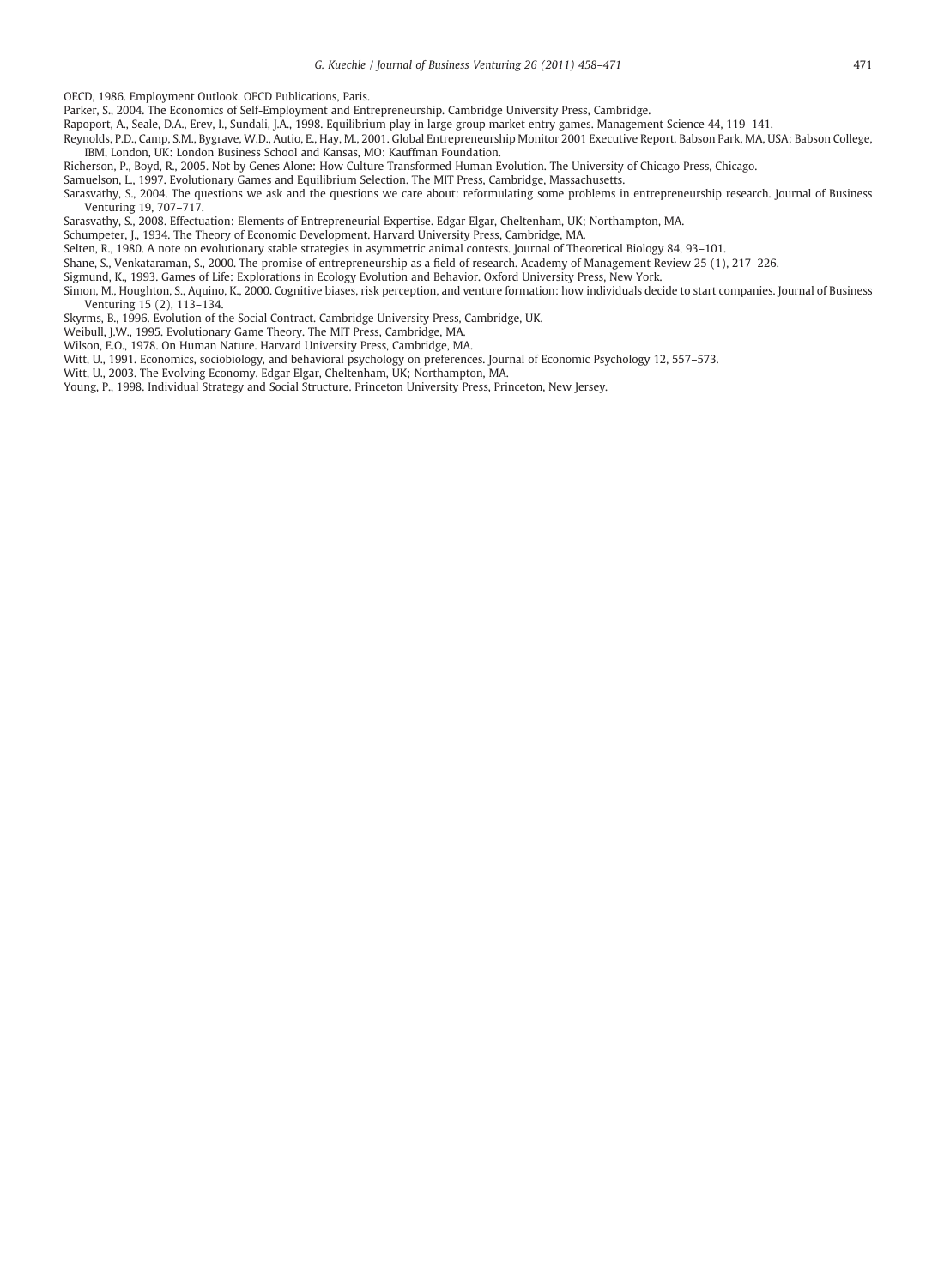OECD, 1986. Employment Outlook. OECD Publications, Paris.

Parker, S., 2004. The Economics of Self-Employment and Entrepreneurship. Cambridge University Press, Cambridge.

Rapoport, A., Seale, D.A., Erev, I., Sundali, J.A., 1998. Equilibrium play in large group market entry games. Management Science 44, 119–141.

Reynolds, P.D., Camp, S.M., Bygrave, W.D., Autio, E., Hay, M., 2001. Global Entrepreneurship Monitor 2001 Executive Report. Babson Park, MA, USA: Babson College, IBM, London, UK: London Business School and Kansas, MO: Kauffman Foundation.

Richerson, P., Boyd, R., 2005. Not by Genes Alone: How Culture Transformed Human Evolution. The University of Chicago Press, Chicago.

Samuelson, L., 1997. Evolutionary Games and Equilibrium Selection. The MIT Press, Cambridge, Massachusetts.

Sarasvathy, S., 2004. The questions we ask and the questions we care about: reformulating some problems in entrepreneurship research. Journal of Business Venturing 19, 707–717.

Sarasvathy, S., 2008. Effectuation: Elements of Entrepreneurial Expertise. Edgar Elgar, Cheltenham, UK; Northampton, MA.

Schumpeter, J., 1934. The Theory of Economic Development. Harvard University Press, Cambridge, MA.

Selten, R., 1980. A note on evolutionary stable strategies in asymmetric animal contests. Journal of Theoretical Biology 84, 93–101.

Shane, S., Venkataraman, S., 2000. The promise of entrepreneurship as a field of research. Academy of Management Review 25 (1), 217–226.

Sigmund, K., 1993. Games of Life: Explorations in Ecology Evolution and Behavior. Oxford University Press, New York.

Simon, M., Houghton, S., Aquino, K., 2000. Cognitive biases, risk perception, and venture formation: how individuals decide to start companies. Journal of Business Venturing 15 (2), 113–134.

Skyrms, B., 1996. Evolution of the Social Contract. Cambridge University Press, Cambridge, UK.

Weibull, J.W., 1995. Evolutionary Game Theory. The MIT Press, Cambridge, MA.

Wilson, E.O., 1978. On Human Nature. Harvard University Press, Cambridge, MA.

Witt, U., 1991. Economics, sociobiology, and behavioral psychology on preferences. Journal of Economic Psychology 12, 557–573.

Witt, U., 2003. The Evolving Economy. Edgar Elgar, Cheltenham, UK; Northampton, MA.

Young, P., 1998. Individual Strategy and Social Structure. Princeton University Press, Princeton, New Jersey.